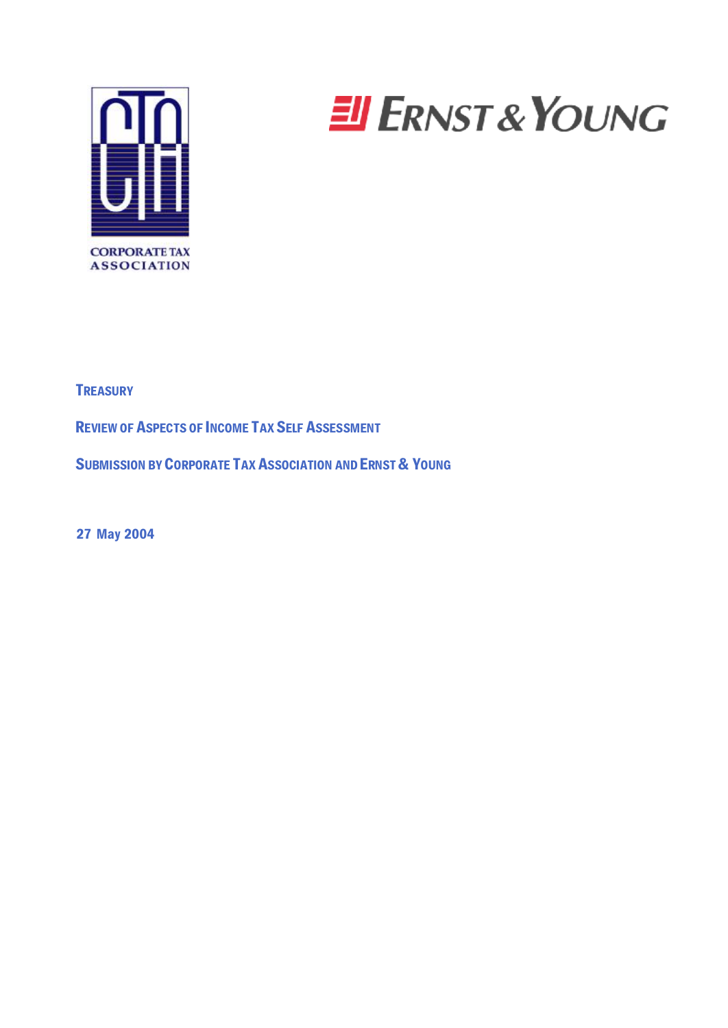CORPORATE TAX ASSOCIATION

ERNST & YOUNG

# TREASURY

## REVIEW OF ASPECTS OF INCOME TAX SELF ASSESSMENT

## SUBMISSION BY CORPORATE TAX ASSOCIATION AND ERNST & YOUNG

27 May 2004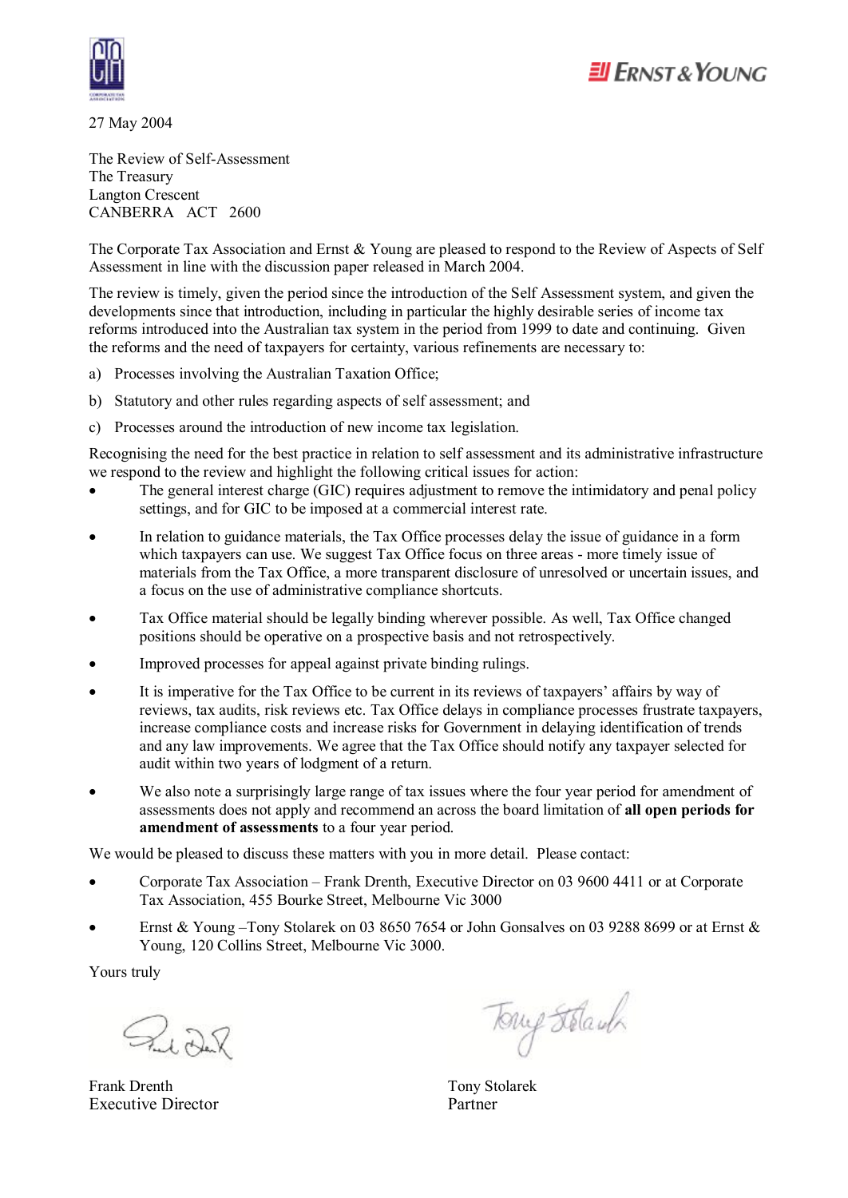27 May 2004

The Review of Self-Assessment
The Treasury
Langton Crescent
CANBERRA ACT 2600

The Corporate Tax Association and Ernst & Young are pleased to respond to the Review of Aspects of Self Assessment in line with the discussion paper released in March 2004.

The review is timely, given the period since the introduction of the Self Assessment system, and given the developments since that introduction, including in particular the highly desirable series of income tax reforms introduced into the Australian tax system in the period from 1999 to date and continuing. Given the reforms and the need of taxpayers for certainty, various refinements are necessary to:

a) Processes involving the Australian Taxation Office;

b) Statutory and other rules regarding aspects of self assessment; and

c) Processes around the introduction of new income tax legislation.

Recognising the need for the best practice in relation to self assessment and its administrative infrastructure we respond to the review and highlight the following critical issues for action:

- The general interest charge (GIC) requires adjustment to remove the intimidatory and penal policy settings, and for GIC to be imposed at a commercial interest rate.
- In relation to guidance materials, the Tax Office processes delay the issue of guidance in a form which taxpayers can use. We suggest Tax Office focus on three areas - more timely issue of materials from the Tax Office, a more transparent disclosure of unresolved or uncertain issues, and a focus on the use of administrative compliance shortcuts.
- Tax Office material should be legally binding wherever possible. As well, Tax Office changed positions should be operative on a prospective basis and not retrospectively.
- Improved processes for appeal against private binding rulings.
- It is imperative for the Tax Office to be current in its reviews of taxpayers' affairs by way of reviews, tax audits, risk reviews etc. Tax Office delays in compliance processes frustrate taxpayers, increase compliance costs and increase risks for Government in delaying identification of trends and any law improvements. We agree that the Tax Office should notify any taxpayer selected for audit within two years of lodgment of a return.
- We also note a surprisingly large range of tax issues where the four year period for amendment of assessments does not apply and recommend an across the board limitation of **all open periods for amendment of assessments** to a four year period.

We would be pleased to discuss these matters with you in more detail. Please contact:

- Corporate Tax Association – Frank Drenth, Executive Director on 03 9600 4411 or at Corporate Tax Association, 455 Bourke Street, Melbourne Vic 3000
- Ernst & Young –Tony Stolarek on 03 8650 7654 or John Gonsalves on 03 9288 8699 or at Ernst & Young, 120 Collins Street, Melbourne Vic 3000.

Yours truly

Frank Drenth
Executive Director

Tony Stolarek
Partner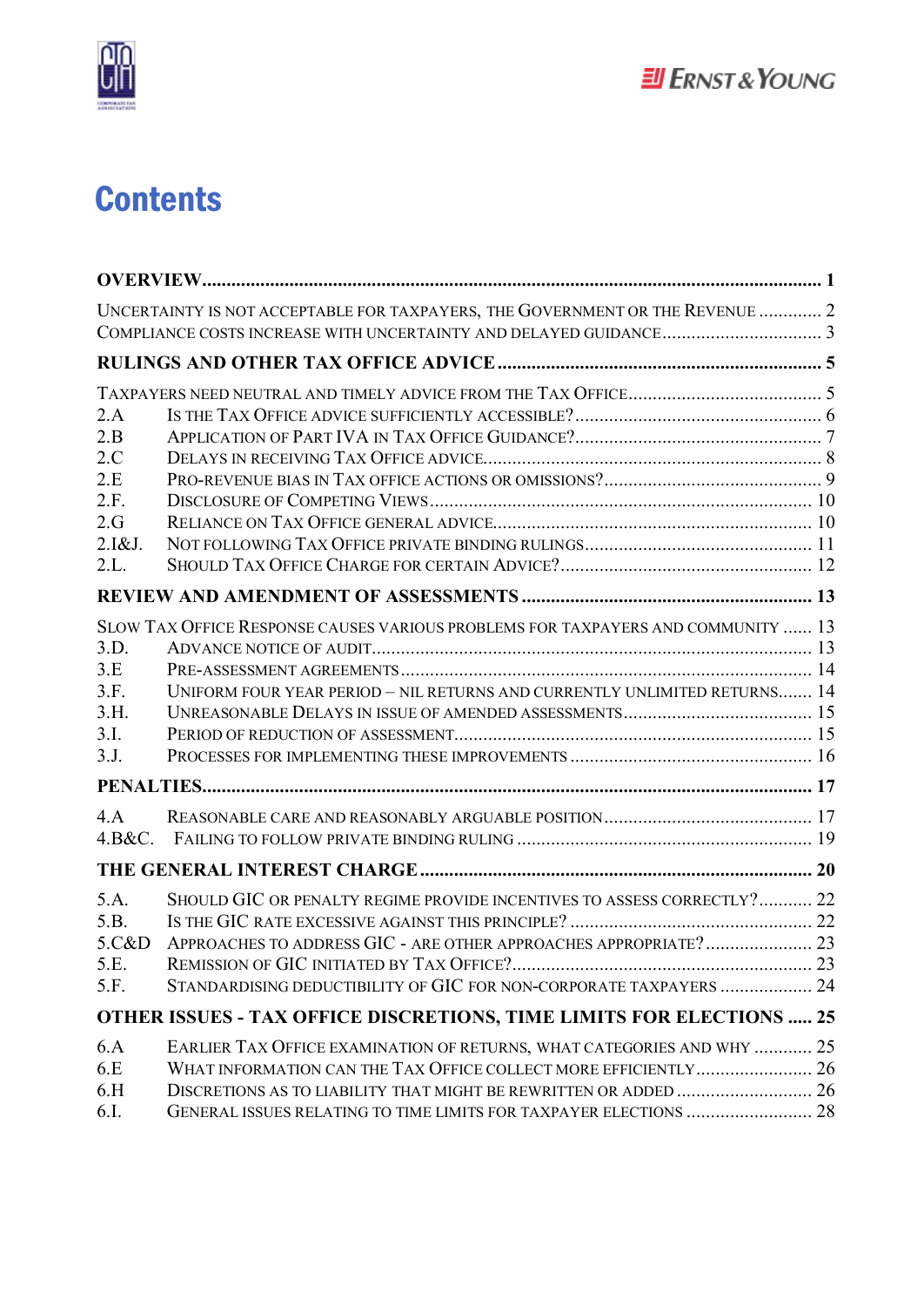# Contents

**OVERVIEW** ..... 1

UNCERTAINTY IS NOT ACCEPTABLE FOR TAXPAYERS, THE GOVERNMENT OR THE REVENUE ..... 2
COMPLIANCE COSTS INCREASE WITH UNCERTAINTY AND DELAYED GUIDANCE ..... 3

**RULINGS AND OTHER TAX OFFICE ADVICE** ..... 5

TAXPAYERS NEED NEUTRAL AND TIMELY ADVICE FROM THE TAX OFFICE ..... 5
2.A IS THE TAX OFFICE ADVICE SUFFICIENTLY ACCESSIBLE? ..... 6
2.B APPLICATION OF PART IVA IN TAX OFFICE GUIDANCE? ..... 7
2.C DELAYS IN RECEIVING TAX OFFICE ADVICE ..... 8
2.E PRO-REVENUE BIAS IN TAX OFFICE ACTIONS OR OMISSIONS? ..... 9
2.F. DISCLOSURE OF COMPETING VIEWS ..... 10
2.G RELIANCE ON TAX OFFICE GENERAL ADVICE ..... 10
2.I&J. NOT FOLLOWING TAX OFFICE PRIVATE BINDING RULINGS ..... 11
2.L. SHOULD TAX OFFICE CHARGE FOR CERTAIN ADVICE? ..... 12

**REVIEW AND AMENDMENT OF ASSESSMENTS** ..... 13

SLOW TAX OFFICE RESPONSE CAUSES VARIOUS PROBLEMS FOR TAXPAYERS AND COMMUNITY ..... 13
3.D. ADVANCE NOTICE OF AUDIT ..... 13
3.E PRE-ASSESSMENT AGREEMENTS ..... 14
3.F. UNIFORM FOUR YEAR PERIOD – NIL RETURNS AND CURRENTLY UNLIMITED RETURNS ..... 14
3.H. UNREASONABLE DELAYS IN ISSUE OF AMENDED ASSESSMENTS ..... 15
3.I. PERIOD OF REDUCTION OF ASSESSMENT ..... 15
3.J. PROCESSES FOR IMPLEMENTING THESE IMPROVEMENTS ..... 16

**PENALTIES** ..... 17

4.A REASONABLE CARE AND REASONABLY ARGUABLE POSITION ..... 17
4.B&C. FAILING TO FOLLOW PRIVATE BINDING RULING ..... 19

**THE GENERAL INTEREST CHARGE** ..... 20

5.A. SHOULD GIC OR PENALTY REGIME PROVIDE INCENTIVES TO ASSESS CORRECTLY? ..... 22
5.B. IS THE GIC RATE EXCESSIVE AGAINST THIS PRINCIPLE? ..... 22
5.C&D APPROACHES TO ADDRESS GIC - ARE OTHER APPROACHES APPROPRIATE? ..... 23
5.E. REMISSION OF GIC INITIATED BY TAX OFFICE? ..... 23
5.F. STANDARDISING DEDUCTIBILITY OF GIC FOR NON-CORPORATE TAXPAYERS ..... 24

**OTHER ISSUES - TAX OFFICE DISCRETIONS, TIME LIMITS FOR ELECTIONS** ..... 25

6.A EARLIER TAX OFFICE EXAMINATION OF RETURNS, WHAT CATEGORIES AND WHY ..... 25
6.E WHAT INFORMATION CAN THE TAX OFFICE COLLECT MORE EFFICIENTLY ..... 26
6.H DISCRETIONS AS TO LIABILITY THAT MIGHT BE REWRITTEN OR ADDED ..... 26
6.I. GENERAL ISSUES RELATING TO TIME LIMITS FOR TAXPAYER ELECTIONS ..... 28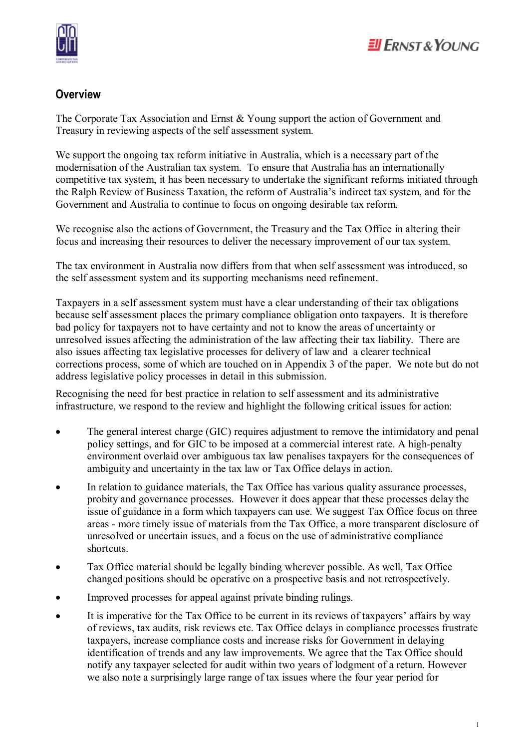## Overview

The Corporate Tax Association and Ernst & Young support the action of Government and Treasury in reviewing aspects of the self assessment system.

We support the ongoing tax reform initiative in Australia, which is a necessary part of the modernisation of the Australian tax system. To ensure that Australia has an internationally competitive tax system, it has been necessary to undertake the significant reforms initiated through the Ralph Review of Business Taxation, the reform of Australia's indirect tax system, and for the Government and Australia to continue to focus on ongoing desirable tax reform.

We recognise also the actions of Government, the Treasury and the Tax Office in altering their focus and increasing their resources to deliver the necessary improvement of our tax system.

The tax environment in Australia now differs from that when self assessment was introduced, so the self assessment system and its supporting mechanisms need refinement.

Taxpayers in a self assessment system must have a clear understanding of their tax obligations because self assessment places the primary compliance obligation onto taxpayers. It is therefore bad policy for taxpayers not to have certainty and not to know the areas of uncertainty or unresolved issues affecting the administration of the law affecting their tax liability. There are also issues affecting tax legislative processes for delivery of law and a clearer technical corrections process, some of which are touched on in Appendix 3 of the paper. We note but do not address legislative policy processes in detail in this submission.

Recognising the need for best practice in relation to self assessment and its administrative infrastructure, we respond to the review and highlight the following critical issues for action:

- The general interest charge (GIC) requires adjustment to remove the intimidatory and penal policy settings, and for GIC to be imposed at a commercial interest rate. A high-penalty environment overlaid over ambiguous tax law penalises taxpayers for the consequences of ambiguity and uncertainty in the tax law or Tax Office delays in action.
- In relation to guidance materials, the Tax Office has various quality assurance processes, probity and governance processes. However it does appear that these processes delay the issue of guidance in a form which taxpayers can use. We suggest Tax Office focus on three areas - more timely issue of materials from the Tax Office, a more transparent disclosure of unresolved or uncertain issues, and a focus on the use of administrative compliance shortcuts.
- Tax Office material should be legally binding wherever possible. As well, Tax Office changed positions should be operative on a prospective basis and not retrospectively.
- Improved processes for appeal against private binding rulings.
- It is imperative for the Tax Office to be current in its reviews of taxpayers' affairs by way of reviews, tax audits, risk reviews etc. Tax Office delays in compliance processes frustrate taxpayers, increase compliance costs and increase risks for Government in delaying identification of trends and any law improvements. We agree that the Tax Office should notify any taxpayer selected for audit within two years of lodgment of a return. However we also note a surprisingly large range of tax issues where the four year period for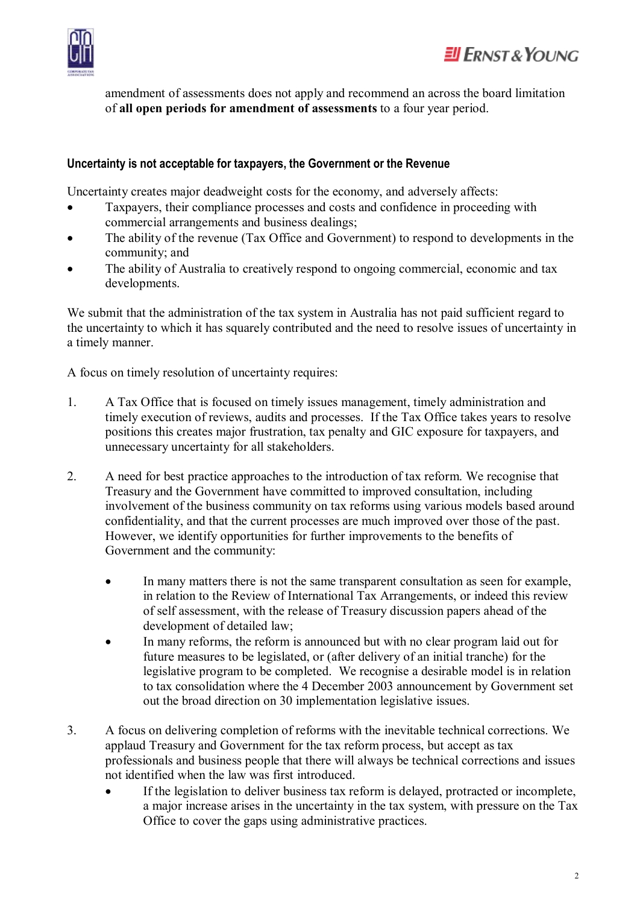amendment of assessments does not apply and recommend an across the board limitation of **all open periods for amendment of assessments** to a four year period.

### Uncertainty is not acceptable for taxpayers, the Government or the Revenue

Uncertainty creates major deadweight costs for the economy, and adversely affects:

- Taxpayers, their compliance processes and costs and confidence in proceeding with commercial arrangements and business dealings;
- The ability of the revenue (Tax Office and Government) to respond to developments in the community; and
- The ability of Australia to creatively respond to ongoing commercial, economic and tax developments.

We submit that the administration of the tax system in Australia has not paid sufficient regard to the uncertainty to which it has squarely contributed and the need to resolve issues of uncertainty in a timely manner.

A focus on timely resolution of uncertainty requires:

1. A Tax Office that is focused on timely issues management, timely administration and timely execution of reviews, audits and processes. If the Tax Office takes years to resolve positions this creates major frustration, tax penalty and GIC exposure for taxpayers, and unnecessary uncertainty for all stakeholders.

2. A need for best practice approaches to the introduction of tax reform. We recognise that Treasury and the Government have committed to improved consultation, including involvement of the business community on tax reforms using various models based around confidentiality, and that the current processes are much improved over those of the past. However, we identify opportunities for further improvements to the benefits of Government and the community:

    - In many matters there is not the same transparent consultation as seen for example, in relation to the Review of International Tax Arrangements, or indeed this review of self assessment, with the release of Treasury discussion papers ahead of the development of detailed law;
    - In many reforms, the reform is announced but with no clear program laid out for future measures to be legislated, or (after delivery of an initial tranche) for the legislative program to be completed. We recognise a desirable model is in relation to tax consolidation where the 4 December 2003 announcement by Government set out the broad direction on 30 implementation legislative issues.

3. A focus on delivering completion of reforms with the inevitable technical corrections. We applaud Treasury and Government for the tax reform process, but accept as tax professionals and business people that there will always be technical corrections and issues not identified when the law was first introduced.

    - If the legislation to deliver business tax reform is delayed, protracted or incomplete, a major increase arises in the uncertainty in the tax system, with pressure on the Tax Office to cover the gaps using administrative practices.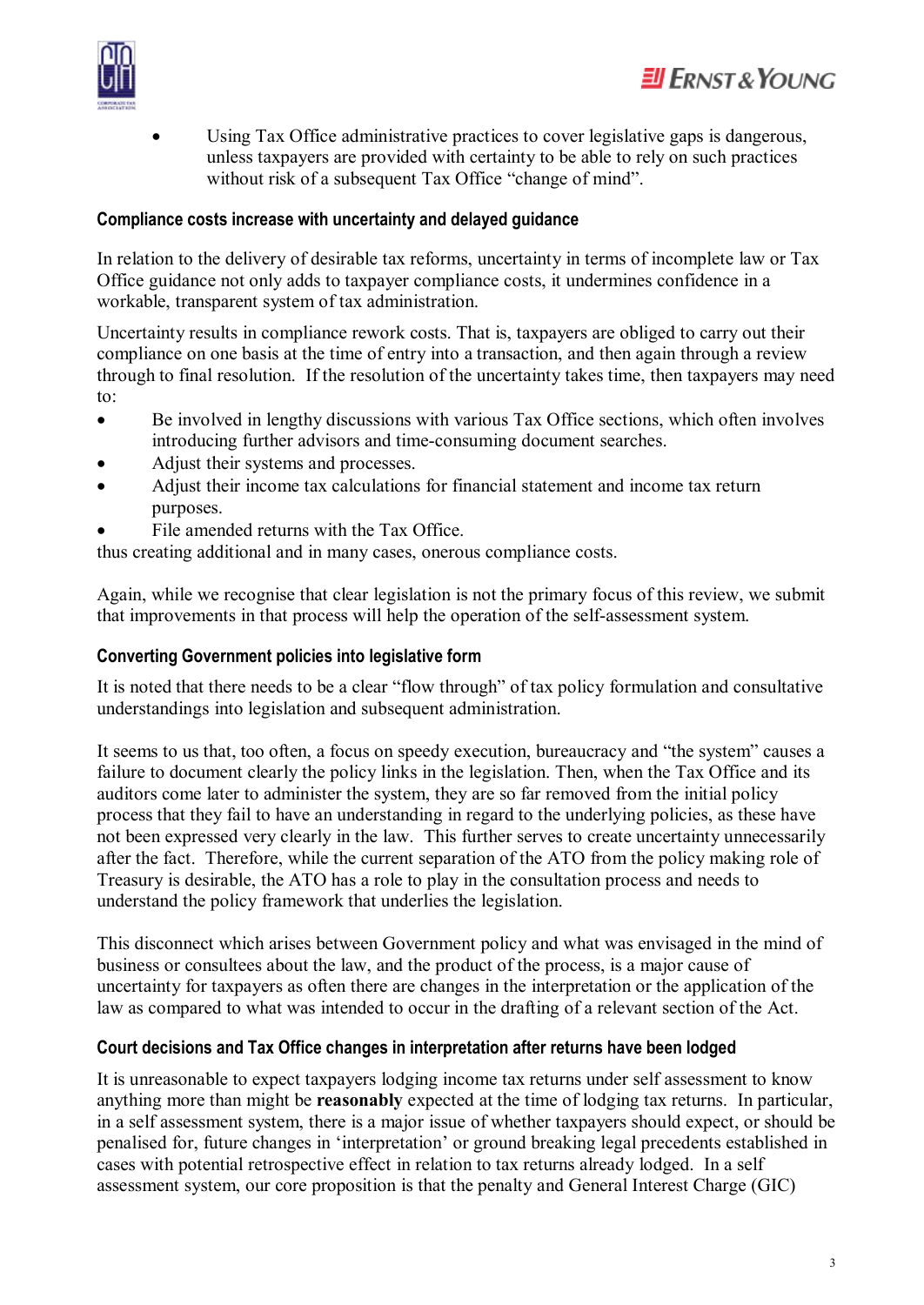- Using Tax Office administrative practices to cover legislative gaps is dangerous, unless taxpayers are provided with certainty to be able to rely on such practices without risk of a subsequent Tax Office "change of mind".

### Compliance costs increase with uncertainty and delayed guidance

In relation to the delivery of desirable tax reforms, uncertainty in terms of incomplete law or Tax Office guidance not only adds to taxpayer compliance costs, it undermines confidence in a workable, transparent system of tax administration.

Uncertainty results in compliance rework costs. That is, taxpayers are obliged to carry out their compliance on one basis at the time of entry into a transaction, and then again through a review through to final resolution. If the resolution of the uncertainty takes time, then taxpayers may need to:

- Be involved in lengthy discussions with various Tax Office sections, which often involves introducing further advisors and time-consuming document searches.
- Adjust their systems and processes.
- Adjust their income tax calculations for financial statement and income tax return purposes.
- File amended returns with the Tax Office.

thus creating additional and in many cases, onerous compliance costs.

Again, while we recognise that clear legislation is not the primary focus of this review, we submit that improvements in that process will help the operation of the self-assessment system.

### Converting Government policies into legislative form

It is noted that there needs to be a clear "flow through" of tax policy formulation and consultative understandings into legislation and subsequent administration.

It seems to us that, too often, a focus on speedy execution, bureaucracy and "the system" causes a failure to document clearly the policy links in the legislation. Then, when the Tax Office and its auditors come later to administer the system, they are so far removed from the initial policy process that they fail to have an understanding in regard to the underlying policies, as these have not been expressed very clearly in the law. This further serves to create uncertainty unnecessarily after the fact. Therefore, while the current separation of the ATO from the policy making role of Treasury is desirable, the ATO has a role to play in the consultation process and needs to understand the policy framework that underlies the legislation.

This disconnect which arises between Government policy and what was envisaged in the mind of business or consultees about the law, and the product of the process, is a major cause of uncertainty for taxpayers as often there are changes in the interpretation or the application of the law as compared to what was intended to occur in the drafting of a relevant section of the Act.

### Court decisions and Tax Office changes in interpretation after returns have been lodged

It is unreasonable to expect taxpayers lodging income tax returns under self assessment to know anything more than might be **reasonably** expected at the time of lodging tax returns. In particular, in a self assessment system, there is a major issue of whether taxpayers should expect, or should be penalised for, future changes in 'interpretation' or ground breaking legal precedents established in cases with potential retrospective effect in relation to tax returns already lodged. In a self assessment system, our core proposition is that the penalty and General Interest Charge (GIC)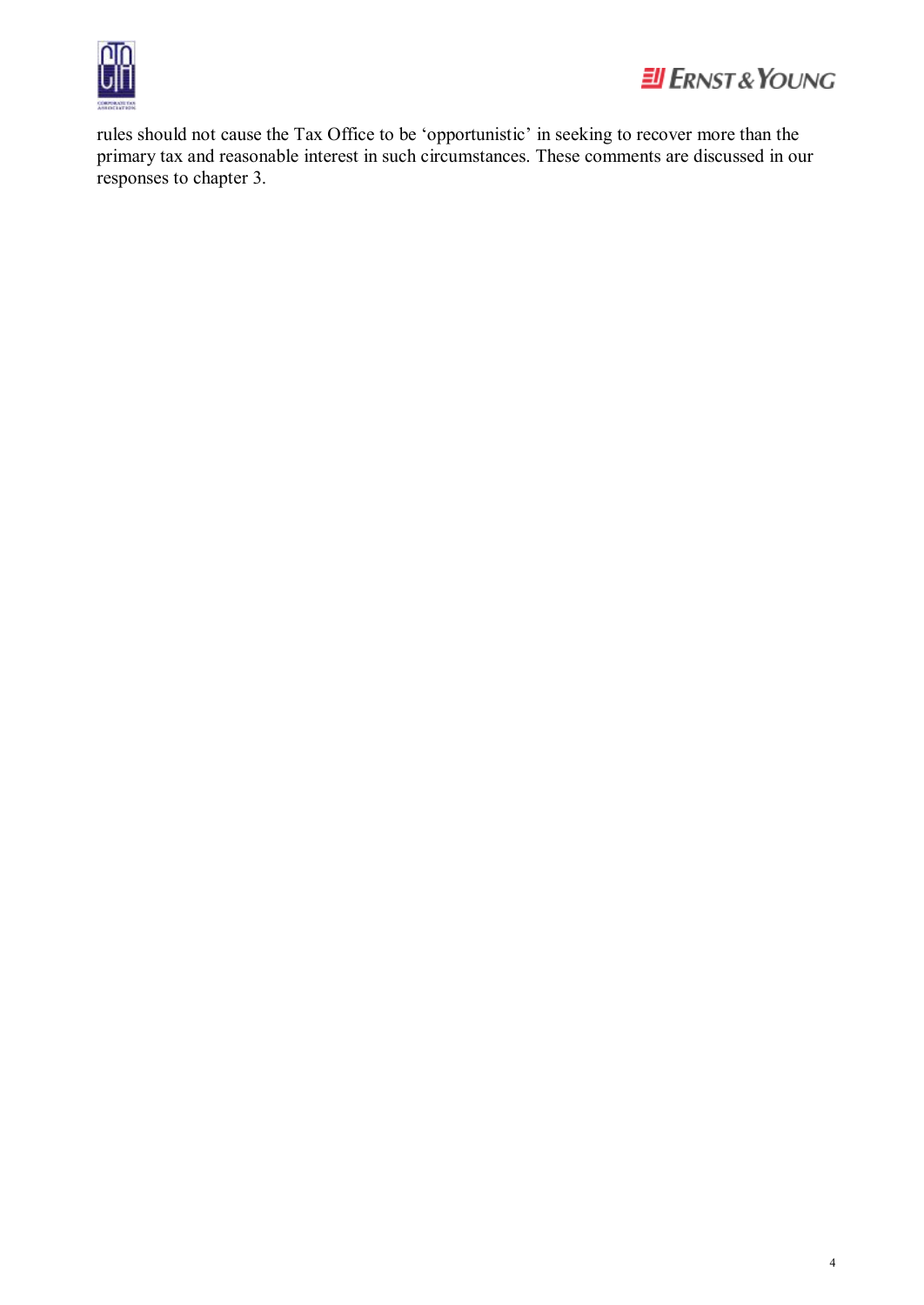rules should not cause the Tax Office to be 'opportunistic' in seeking to recover more than the primary tax and reasonable interest in such circumstances. These comments are discussed in our responses to chapter 3.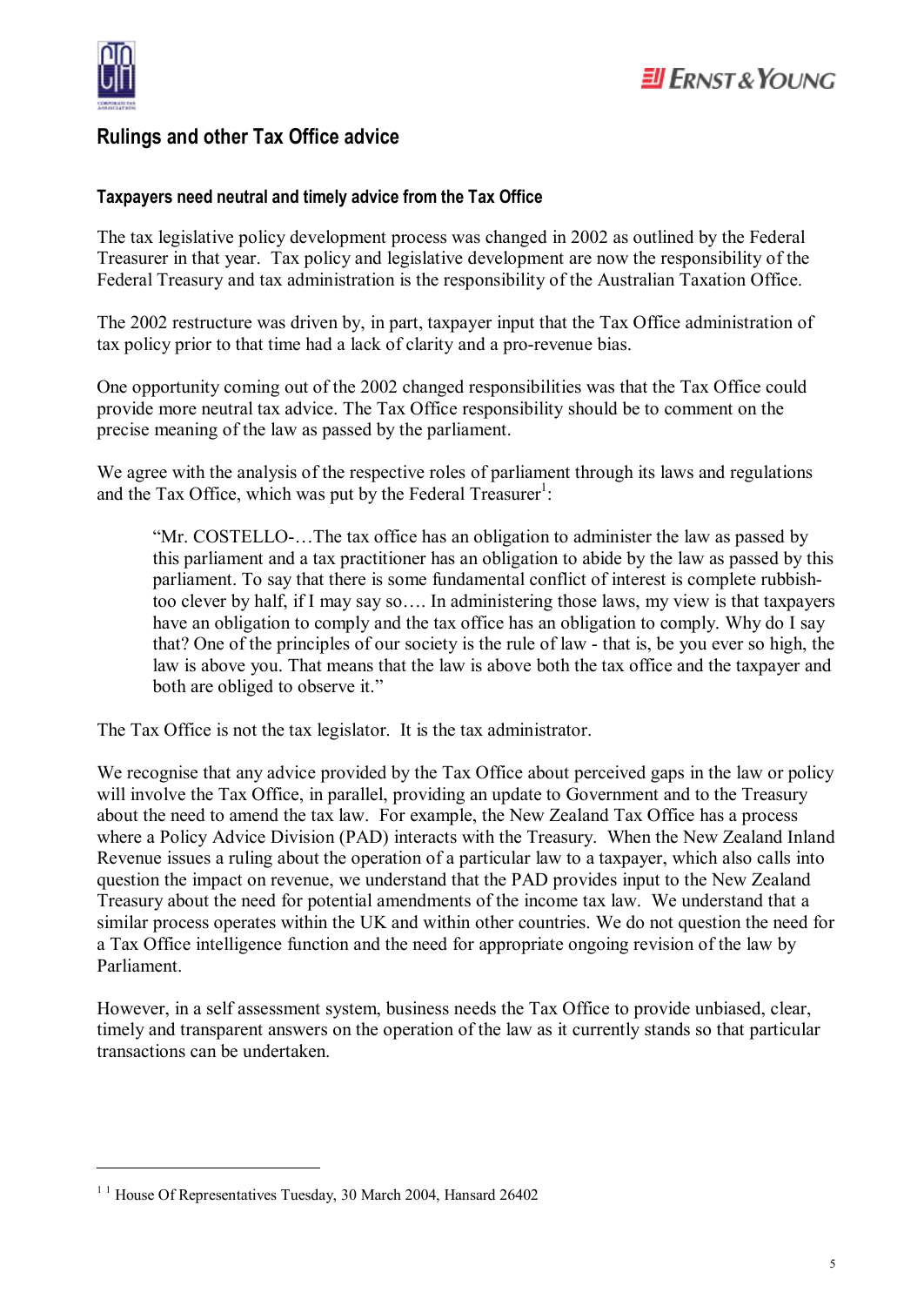## Rulings and other Tax Office advice

### Taxpayers need neutral and timely advice from the Tax Office

The tax legislative policy development process was changed in 2002 as outlined by the Federal Treasurer in that year. Tax policy and legislative development are now the responsibility of the Federal Treasury and tax administration is the responsibility of the Australian Taxation Office.

The 2002 restructure was driven by, in part, taxpayer input that the Tax Office administration of tax policy prior to that time had a lack of clarity and a pro-revenue bias.

One opportunity coming out of the 2002 changed responsibilities was that the Tax Office could provide more neutral tax advice. The Tax Office responsibility should be to comment on the precise meaning of the law as passed by the parliament.

We agree with the analysis of the respective roles of parliament through its laws and regulations and the Tax Office, which was put by the Federal Treasurer[1]:

> "Mr. COSTELLO-…The tax office has an obligation to administer the law as passed by this parliament and a tax practitioner has an obligation to abide by the law as passed by this parliament. To say that there is some fundamental conflict of interest is complete rubbish- too clever by half, if I may say so…. In administering those laws, my view is that taxpayers have an obligation to comply and the tax office has an obligation to comply. Why do I say that? One of the principles of our society is the rule of law - that is, be you ever so high, the law is above you. That means that the law is above both the tax office and the taxpayer and both are obliged to observe it."

The Tax Office is not the tax legislator. It is the tax administrator.

We recognise that any advice provided by the Tax Office about perceived gaps in the law or policy will involve the Tax Office, in parallel, providing an update to Government and to the Treasury about the need to amend the tax law. For example, the New Zealand Tax Office has a process where a Policy Advice Division (PAD) interacts with the Treasury. When the New Zealand Inland Revenue issues a ruling about the operation of a particular law to a taxpayer, which also calls into question the impact on revenue, we understand that the PAD provides input to the New Zealand Treasury about the need for potential amendments of the income tax law. We understand that a similar process operates within the UK and within other countries. We do not question the need for a Tax Office intelligence function and the need for appropriate ongoing revision of the law by Parliament.

However, in a self assessment system, business needs the Tax Office to provide unbiased, clear, timely and transparent answers on the operation of the law as it currently stands so that particular transactions can be undertaken.

---

[1] House Of Representatives Tuesday, 30 March 2004, Hansard 26402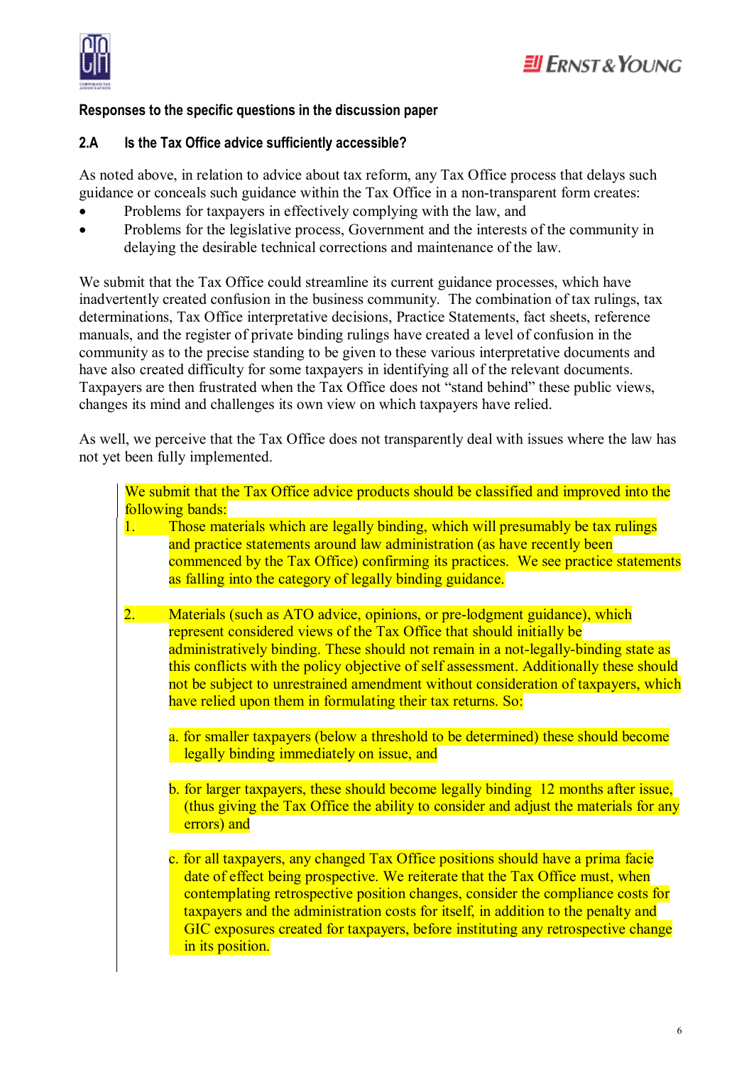**Responses to the specific questions in the discussion paper**

**2.A Is the Tax Office advice sufficiently accessible?**

As noted above, in relation to advice about tax reform, any Tax Office process that delays such guidance or conceals such guidance within the Tax Office in a non-transparent form creates:

- Problems for taxpayers in effectively complying with the law, and
- Problems for the legislative process, Government and the interests of the community in delaying the desirable technical corrections and maintenance of the law.

We submit that the Tax Office could streamline its current guidance processes, which have inadvertently created confusion in the business community. The combination of tax rulings, tax determinations, Tax Office interpretative decisions, Practice Statements, fact sheets, reference manuals, and the register of private binding rulings have created a level of confusion in the community as to the precise standing to be given to these various interpretative documents and have also created difficulty for some taxpayers in identifying all of the relevant documents. Taxpayers are then frustrated when the Tax Office does not "stand behind" these public views, changes its mind and challenges its own view on which taxpayers have relied.

As well, we perceive that the Tax Office does not transparently deal with issues where the law has not yet been fully implemented.

We submit that the Tax Office advice products should be classified and improved into the following bands:

1. Those materials which are legally binding, which will presumably be tax rulings and practice statements around law administration (as have recently been commenced by the Tax Office) confirming its practices. We see practice statements as falling into the category of legally binding guidance.

2. Materials (such as ATO advice, opinions, or pre-lodgment guidance), which represent considered views of the Tax Office that should initially be administratively binding. These should not remain in a not-legally-binding state as this conflicts with the policy objective of self assessment. Additionally these should not be subject to unrestrained amendment without consideration of taxpayers, which have relied upon them in formulating their tax returns. So:

   a. for smaller taxpayers (below a threshold to be determined) these should become legally binding immediately on issue, and

   b. for larger taxpayers, these should become legally binding 12 months after issue, (thus giving the Tax Office the ability to consider and adjust the materials for any errors) and

   c. for all taxpayers, any changed Tax Office positions should have a prima facie date of effect being prospective. We reiterate that the Tax Office must, when contemplating retrospective position changes, consider the compliance costs for taxpayers and the administration costs for itself, in addition to the penalty and GIC exposures created for taxpayers, before instituting any retrospective change in its position.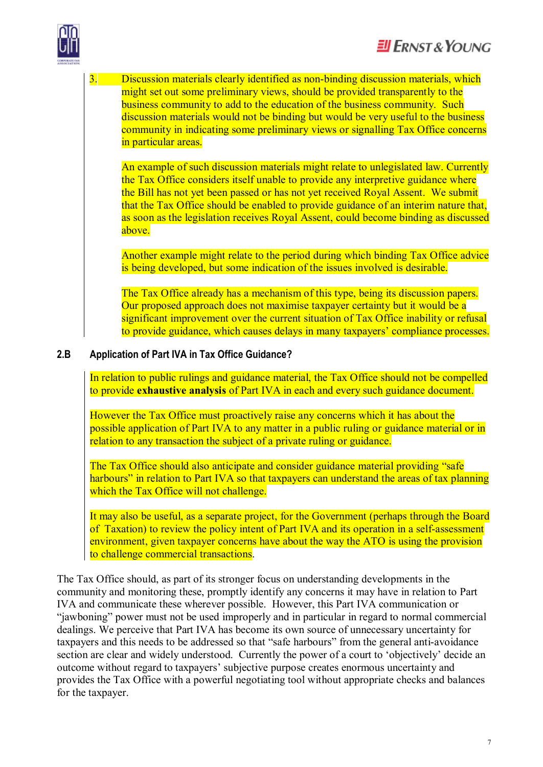3. Discussion materials clearly identified as non-binding discussion materials, which might set out some preliminary views, should be provided transparently to the business community to add to the education of the business community. Such discussion materials would not be binding but would be very useful to the business community in indicating some preliminary views or signalling Tax Office concerns in particular areas.

   An example of such discussion materials might relate to unlegislated law. Currently the Tax Office considers itself unable to provide any interpretive guidance where the Bill has not yet been passed or has not yet received Royal Assent. We submit that the Tax Office should be enabled to provide guidance of an interim nature that, as soon as the legislation receives Royal Assent, could become binding as discussed above.

   Another example might relate to the period during which binding Tax Office advice is being developed, but some indication of the issues involved is desirable.

   The Tax Office already has a mechanism of this type, being its discussion papers. Our proposed approach does not maximise taxpayer certainty but it would be a significant improvement over the current situation of Tax Office inability or refusal to provide guidance, which causes delays in many taxpayers' compliance processes.

## 2.B Application of Part IVA in Tax Office Guidance?

In relation to public rulings and guidance material, the Tax Office should not be compelled to provide **exhaustive analysis** of Part IVA in each and every such guidance document.

However the Tax Office must proactively raise any concerns which it has about the possible application of Part IVA to any matter in a public ruling or guidance material or in relation to any transaction the subject of a private ruling or guidance.

The Tax Office should also anticipate and consider guidance material providing "safe harbours" in relation to Part IVA so that taxpayers can understand the areas of tax planning which the Tax Office will not challenge.

It may also be useful, as a separate project, for the Government (perhaps through the Board of Taxation) to review the policy intent of Part IVA and its operation in a self-assessment environment, given taxpayer concerns have about the way the ATO is using the provision to challenge commercial transactions.

The Tax Office should, as part of its stronger focus on understanding developments in the community and monitoring these, promptly identify any concerns it may have in relation to Part IVA and communicate these wherever possible. However, this Part IVA communication or "jawboning" power must not be used improperly and in particular in regard to normal commercial dealings. We perceive that Part IVA has become its own source of unnecessary uncertainty for taxpayers and this needs to be addressed so that "safe harbours" from the general anti-avoidance section are clear and widely understood. Currently the power of a court to 'objectively' decide an outcome without regard to taxpayers' subjective purpose creates enormous uncertainty and provides the Tax Office with a powerful negotiating tool without appropriate checks and balances for the taxpayer.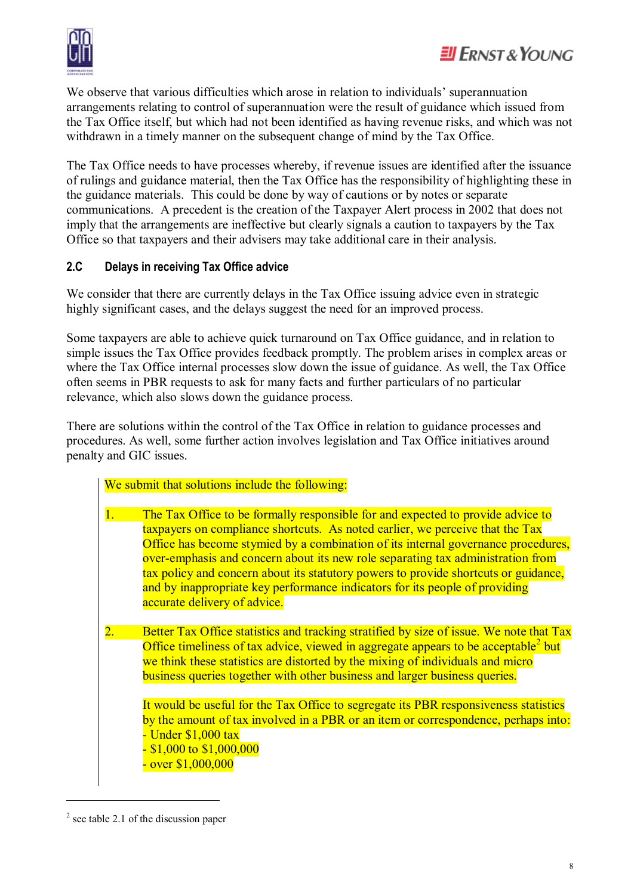We observe that various difficulties which arose in relation to individuals' superannuation arrangements relating to control of superannuation were the result of guidance which issued from the Tax Office itself, but which had not been identified as having revenue risks, and which was not withdrawn in a timely manner on the subsequent change of mind by the Tax Office.

The Tax Office needs to have processes whereby, if revenue issues are identified after the issuance of rulings and guidance material, then the Tax Office has the responsibility of highlighting these in the guidance materials. This could be done by way of cautions or by notes or separate communications. A precedent is the creation of the Taxpayer Alert process in 2002 that does not imply that the arrangements are ineffective but clearly signals a caution to taxpayers by the Tax Office so that taxpayers and their advisers may take additional care in their analysis.

### 2.C Delays in receiving Tax Office advice

We consider that there are currently delays in the Tax Office issuing advice even in strategic highly significant cases, and the delays suggest the need for an improved process.

Some taxpayers are able to achieve quick turnaround on Tax Office guidance, and in relation to simple issues the Tax Office provides feedback promptly. The problem arises in complex areas or where the Tax Office internal processes slow down the issue of guidance. As well, the Tax Office often seems in PBR requests to ask for many facts and further particulars of no particular relevance, which also slows down the guidance process.

There are solutions within the control of the Tax Office in relation to guidance processes and procedures. As well, some further action involves legislation and Tax Office initiatives around penalty and GIC issues.

We submit that solutions include the following:

1. The Tax Office to be formally responsible for and expected to provide advice to taxpayers on compliance shortcuts. As noted earlier, we perceive that the Tax Office has become stymied by a combination of its internal governance procedures, over-emphasis and concern about its new role separating tax administration from tax policy and concern about its statutory powers to provide shortcuts or guidance, and by inappropriate key performance indicators for its people of providing accurate delivery of advice.

2. Better Tax Office statistics and tracking stratified by size of issue. We note that Tax Office timeliness of tax advice, viewed in aggregate appears to be acceptable[2] but we think these statistics are distorted by the mixing of individuals and micro business queries together with other business and larger business queries.

   It would be useful for the Tax Office to segregate its PBR responsiveness statistics by the amount of tax involved in a PBR or an item or correspondence, perhaps into:
   - Under $1,000 tax
   - $1,000 to $1,000,000
   - over $1,000,000

[2] see table 2.1 of the discussion paper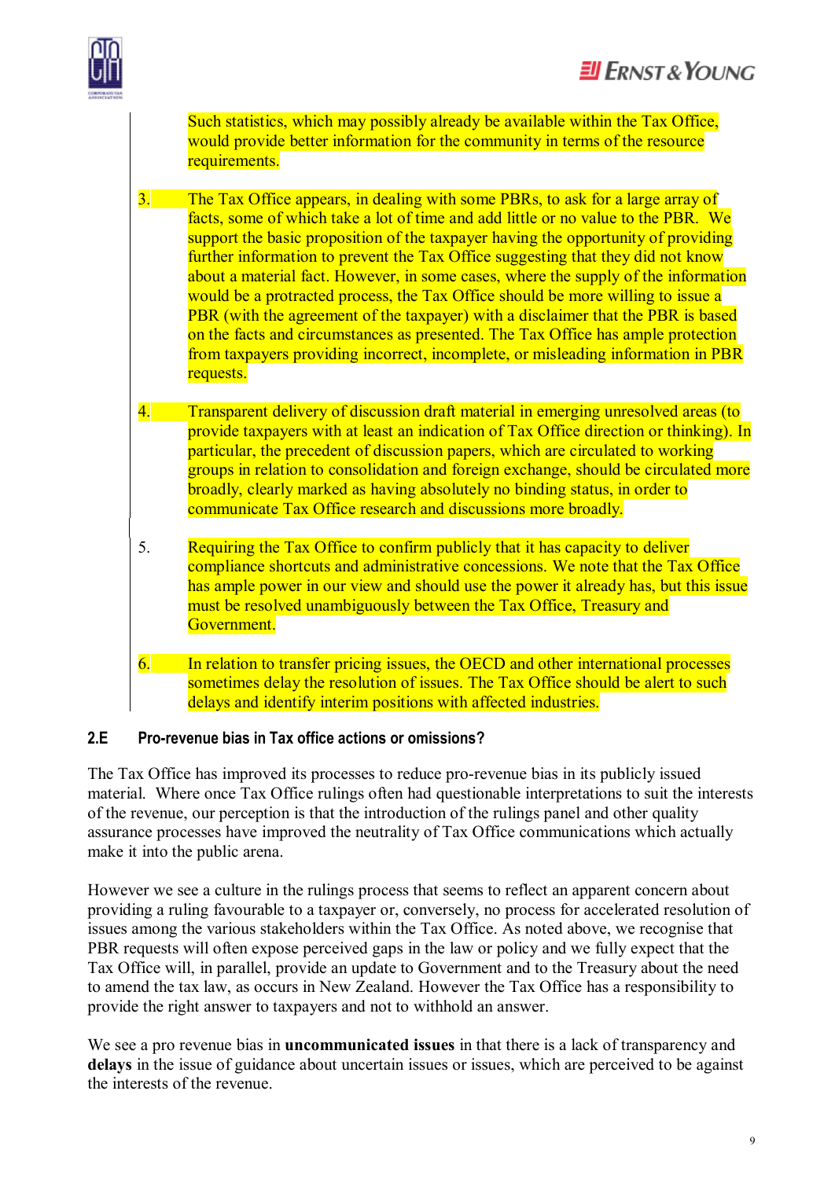Such statistics, which may possibly already be available within the Tax Office, would provide better information for the community in terms of the resource requirements.

3. The Tax Office appears, in dealing with some PBRs, to ask for a large array of facts, some of which take a lot of time and add little or no value to the PBR. We support the basic proposition of the taxpayer having the opportunity of providing further information to prevent the Tax Office suggesting that they did not know about a material fact. However, in some cases, where the supply of the information would be a protracted process, the Tax Office should be more willing to issue a PBR (with the agreement of the taxpayer) with a disclaimer that the PBR is based on the facts and circumstances as presented. The Tax Office has ample protection from taxpayers providing incorrect, incomplete, or misleading information in PBR requests.

4. Transparent delivery of discussion draft material in emerging unresolved areas (to provide taxpayers with at least an indication of Tax Office direction or thinking). In particular, the precedent of discussion papers, which are circulated to working groups in relation to consolidation and foreign exchange, should be circulated more broadly, clearly marked as having absolutely no binding status, in order to communicate Tax Office research and discussions more broadly.

5. Requiring the Tax Office to confirm publicly that it has capacity to deliver compliance shortcuts and administrative concessions. We note that the Tax Office has ample power in our view and should use the power it already has, but this issue must be resolved unambiguously between the Tax Office, Treasury and Government.

6. In relation to transfer pricing issues, the OECD and other international processes sometimes delay the resolution of issues. The Tax Office should be alert to such delays and identify interim positions with affected industries.

### 2.E Pro-revenue bias in Tax office actions or omissions?

The Tax Office has improved its processes to reduce pro-revenue bias in its publicly issued material. Where once Tax Office rulings often had questionable interpretations to suit the interests of the revenue, our perception is that the introduction of the rulings panel and other quality assurance processes have improved the neutrality of Tax Office communications which actually make it into the public arena.

However we see a culture in the rulings process that seems to reflect an apparent concern about providing a ruling favourable to a taxpayer or, conversely, no process for accelerated resolution of issues among the various stakeholders within the Tax Office. As noted above, we recognise that PBR requests will often expose perceived gaps in the law or policy and we fully expect that the Tax Office will, in parallel, provide an update to Government and to the Treasury about the need to amend the tax law, as occurs in New Zealand. However the Tax Office has a responsibility to provide the right answer to taxpayers and not to withhold an answer.

We see a pro revenue bias in **uncommunicated issues** in that there is a lack of transparency and **delays** in the issue of guidance about uncertain issues or issues, which are perceived to be against the interests of the revenue.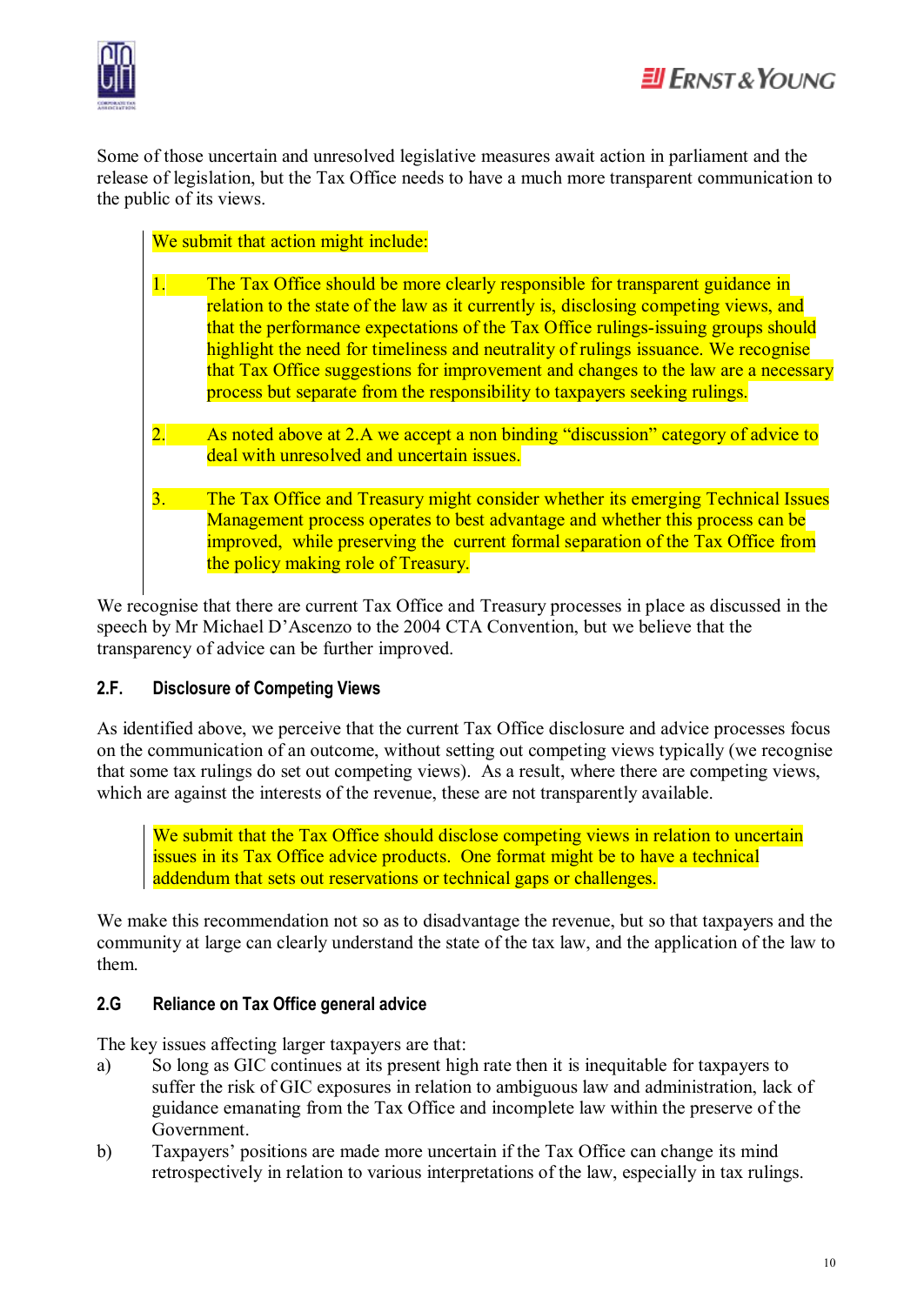Some of those uncertain and unresolved legislative measures await action in parliament and the release of legislation, but the Tax Office needs to have a much more transparent communication to the public of its views.

> We submit that action might include:
>
> 1. The Tax Office should be more clearly responsible for transparent guidance in relation to the state of the law as it currently is, disclosing competing views, and that the performance expectations of the Tax Office rulings-issuing groups should highlight the need for timeliness and neutrality of rulings issuance. We recognise that Tax Office suggestions for improvement and changes to the law are a necessary process but separate from the responsibility to taxpayers seeking rulings.
>
> 2. As noted above at 2.A we accept a non binding "discussion" category of advice to deal with unresolved and uncertain issues.
>
> 3. The Tax Office and Treasury might consider whether its emerging Technical Issues Management process operates to best advantage and whether this process can be improved, while preserving the current formal separation of the Tax Office from the policy making role of Treasury.

We recognise that there are current Tax Office and Treasury processes in place as discussed in the speech by Mr Michael D'Ascenzo to the 2004 CTA Convention, but we believe that the transparency of advice can be further improved.

### 2.F. Disclosure of Competing Views

As identified above, we perceive that the current Tax Office disclosure and advice processes focus on the communication of an outcome, without setting out competing views typically (we recognise that some tax rulings do set out competing views). As a result, where there are competing views, which are against the interests of the revenue, these are not transparently available.

> We submit that the Tax Office should disclose competing views in relation to uncertain issues in its Tax Office advice products. One format might be to have a technical addendum that sets out reservations or technical gaps or challenges.

We make this recommendation not so as to disadvantage the revenue, but so that taxpayers and the community at large can clearly understand the state of the tax law, and the application of the law to them.

### 2.G Reliance on Tax Office general advice

The key issues affecting larger taxpayers are that:

a) So long as GIC continues at its present high rate then it is inequitable for taxpayers to suffer the risk of GIC exposures in relation to ambiguous law and administration, lack of guidance emanating from the Tax Office and incomplete law within the preserve of the Government.

b) Taxpayers' positions are made more uncertain if the Tax Office can change its mind retrospectively in relation to various interpretations of the law, especially in tax rulings.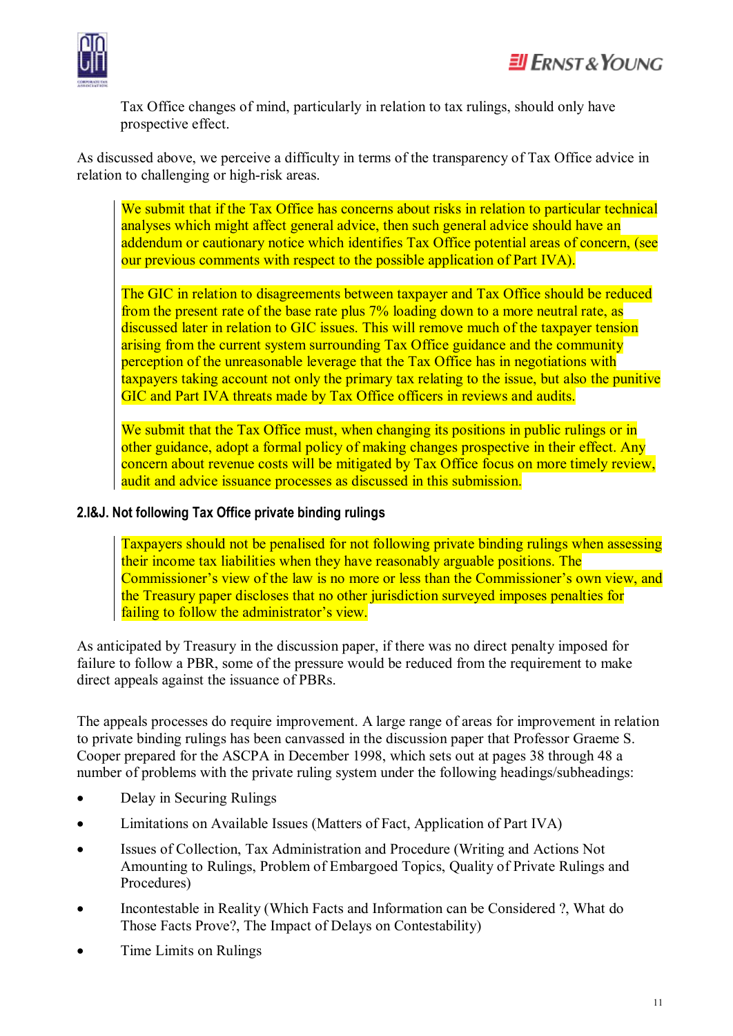Tax Office changes of mind, particularly in relation to tax rulings, should only have prospective effect.

As discussed above, we perceive a difficulty in terms of the transparency of Tax Office advice in relation to challenging or high-risk areas.

> We submit that if the Tax Office has concerns about risks in relation to particular technical analyses which might affect general advice, then such general advice should have an addendum or cautionary notice which identifies Tax Office potential areas of concern, (see our previous comments with respect to the possible application of Part IVA).
>
> The GIC in relation to disagreements between taxpayer and Tax Office should be reduced from the present rate of the base rate plus 7% loading down to a more neutral rate, as discussed later in relation to GIC issues. This will remove much of the taxpayer tension arising from the current system surrounding Tax Office guidance and the community perception of the unreasonable leverage that the Tax Office has in negotiations with taxpayers taking account not only the primary tax relating to the issue, but also the punitive GIC and Part IVA threats made by Tax Office officers in reviews and audits.
>
> We submit that the Tax Office must, when changing its positions in public rulings or in other guidance, adopt a formal policy of making changes prospective in their effect. Any concern about revenue costs will be mitigated by Tax Office focus on more timely review, audit and advice issuance processes as discussed in this submission.

### 2.I&J. Not following Tax Office private binding rulings

> Taxpayers should not be penalised for not following private binding rulings when assessing their income tax liabilities when they have reasonably arguable positions. The Commissioner's view of the law is no more or less than the Commissioner's own view, and the Treasury paper discloses that no other jurisdiction surveyed imposes penalties for failing to follow the administrator's view.

As anticipated by Treasury in the discussion paper, if there was no direct penalty imposed for failure to follow a PBR, some of the pressure would be reduced from the requirement to make direct appeals against the issuance of PBRs.

The appeals processes do require improvement. A large range of areas for improvement in relation to private binding rulings has been canvassed in the discussion paper that Professor Graeme S. Cooper prepared for the ASCPA in December 1998, which sets out at pages 38 through 48 a number of problems with the private ruling system under the following headings/subheadings:

- Delay in Securing Rulings
- Limitations on Available Issues (Matters of Fact, Application of Part IVA)
- Issues of Collection, Tax Administration and Procedure (Writing and Actions Not Amounting to Rulings, Problem of Embargoed Topics, Quality of Private Rulings and Procedures)
- Incontestable in Reality (Which Facts and Information can be Considered ?, What do Those Facts Prove?, The Impact of Delays on Contestability)
- Time Limits on Rulings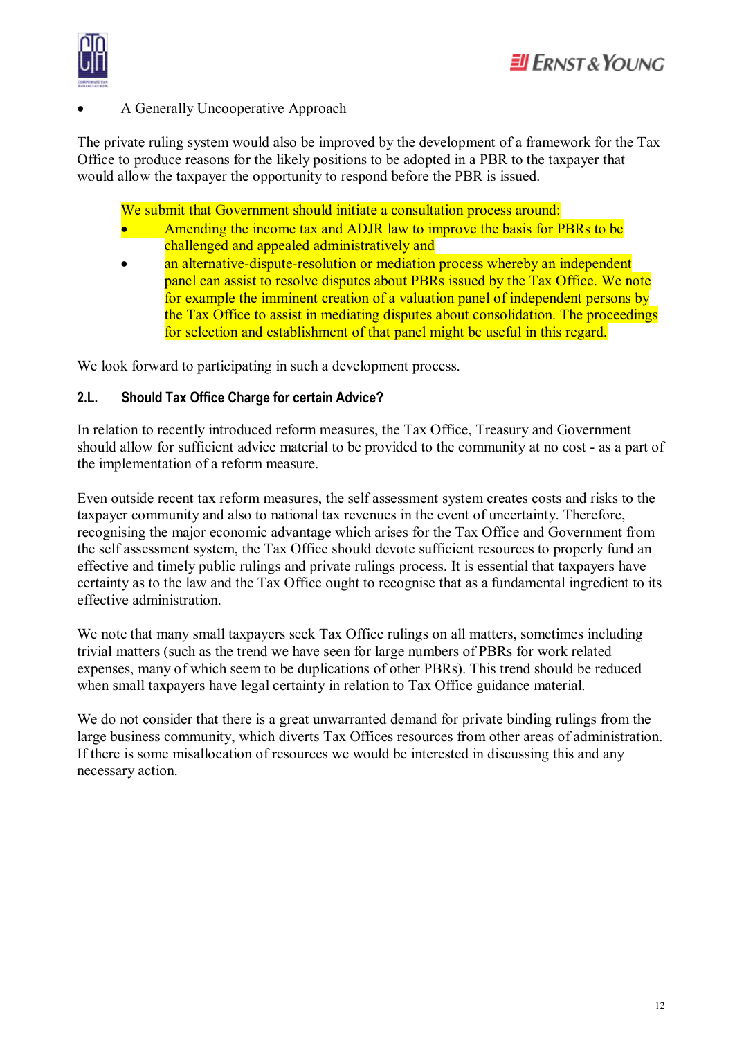- A Generally Uncooperative Approach

The private ruling system would also be improved by the development of a framework for the Tax Office to produce reasons for the likely positions to be adopted in a PBR to the taxpayer that would allow the taxpayer the opportunity to respond before the PBR is issued.

> We submit that Government should initiate a consultation process around:
>
> - Amending the income tax and ADJR law to improve the basis for PBRs to be challenged and appealed administratively and
> - an alternative-dispute-resolution or mediation process whereby an independent panel can assist to resolve disputes about PBRs issued by the Tax Office. We note for example the imminent creation of a valuation panel of independent persons by the Tax Office to assist in mediating disputes about consolidation. The proceedings for selection and establishment of that panel might be useful in this regard.

We look forward to participating in such a development process.

### 2.L. Should Tax Office Charge for certain Advice?

In relation to recently introduced reform measures, the Tax Office, Treasury and Government should allow for sufficient advice material to be provided to the community at no cost - as a part of the implementation of a reform measure.

Even outside recent tax reform measures, the self assessment system creates costs and risks to the taxpayer community and also to national tax revenues in the event of uncertainty. Therefore, recognising the major economic advantage which arises for the Tax Office and Government from the self assessment system, the Tax Office should devote sufficient resources to properly fund an effective and timely public rulings and private rulings process. It is essential that taxpayers have certainty as to the law and the Tax Office ought to recognise that as a fundamental ingredient to its effective administration.

We note that many small taxpayers seek Tax Office rulings on all matters, sometimes including trivial matters (such as the trend we have seen for large numbers of PBRs for work related expenses, many of which seem to be duplications of other PBRs). This trend should be reduced when small taxpayers have legal certainty in relation to Tax Office guidance material.

We do not consider that there is a great unwarranted demand for private binding rulings from the large business community, which diverts Tax Offices resources from other areas of administration. If there is some misallocation of resources we would be interested in discussing this and any necessary action.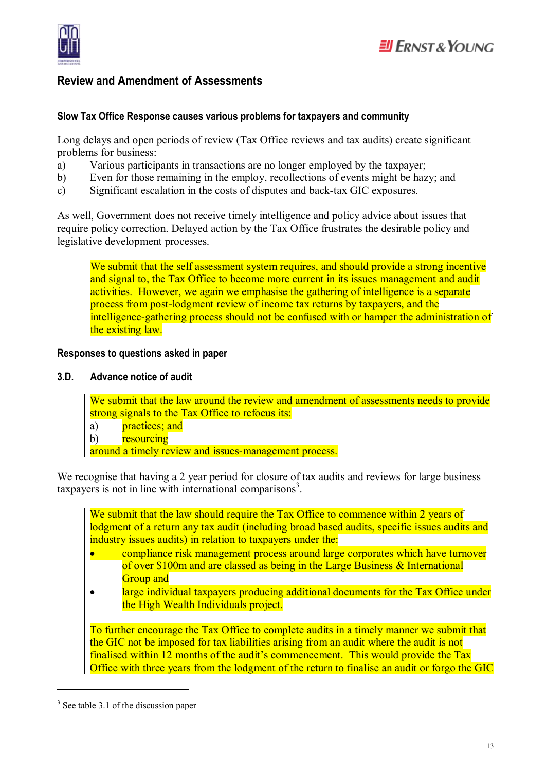## Review and Amendment of Assessments

### Slow Tax Office Response causes various problems for taxpayers and community

Long delays and open periods of review (Tax Office reviews and tax audits) create significant problems for business:

a) Various participants in transactions are no longer employed by the taxpayer;
b) Even for those remaining in the employ, recollections of events might be hazy; and
c) Significant escalation in the costs of disputes and back-tax GIC exposures.

As well, Government does not receive timely intelligence and policy advice about issues that require policy correction. Delayed action by the Tax Office frustrates the desirable policy and legislative development processes.

> We submit that the self assessment system requires, and should provide a strong incentive and signal to, the Tax Office to become more current in its issues management and audit activities. However, we again emphasise the gathering of intelligence is a separate process from post-lodgment review of income tax returns by taxpayers, and the intelligence-gathering process should not be confused with or hamper the administration of the existing law.

### Responses to questions asked in paper

### 3.D. Advance notice of audit

> We submit that the law around the review and amendment of assessments needs to provide strong signals to the Tax Office to refocus its:
> a) practices; and
> b) resourcing
> around a timely review and issues-management process.

We recognise that having a 2 year period for closure of tax audits and reviews for large business taxpayers is not in line with international comparisons[3].

> We submit that the law should require the Tax Office to commence within 2 years of lodgment of a return any tax audit (including broad based audits, specific issues audits and industry issues audits) in relation to taxpayers under the:
> - compliance risk management process around large corporates which have turnover of over $100m and are classed as being in the Large Business & International Group and
> - large individual taxpayers producing additional documents for the Tax Office under the High Wealth Individuals project.
>
> To further encourage the Tax Office to complete audits in a timely manner we submit that the GIC not be imposed for tax liabilities arising from an audit where the audit is not finalised within 12 months of the audit's commencement. This would provide the Tax Office with three years from the lodgment of the return to finalise an audit or forgo the GIC

[3] See table 3.1 of the discussion paper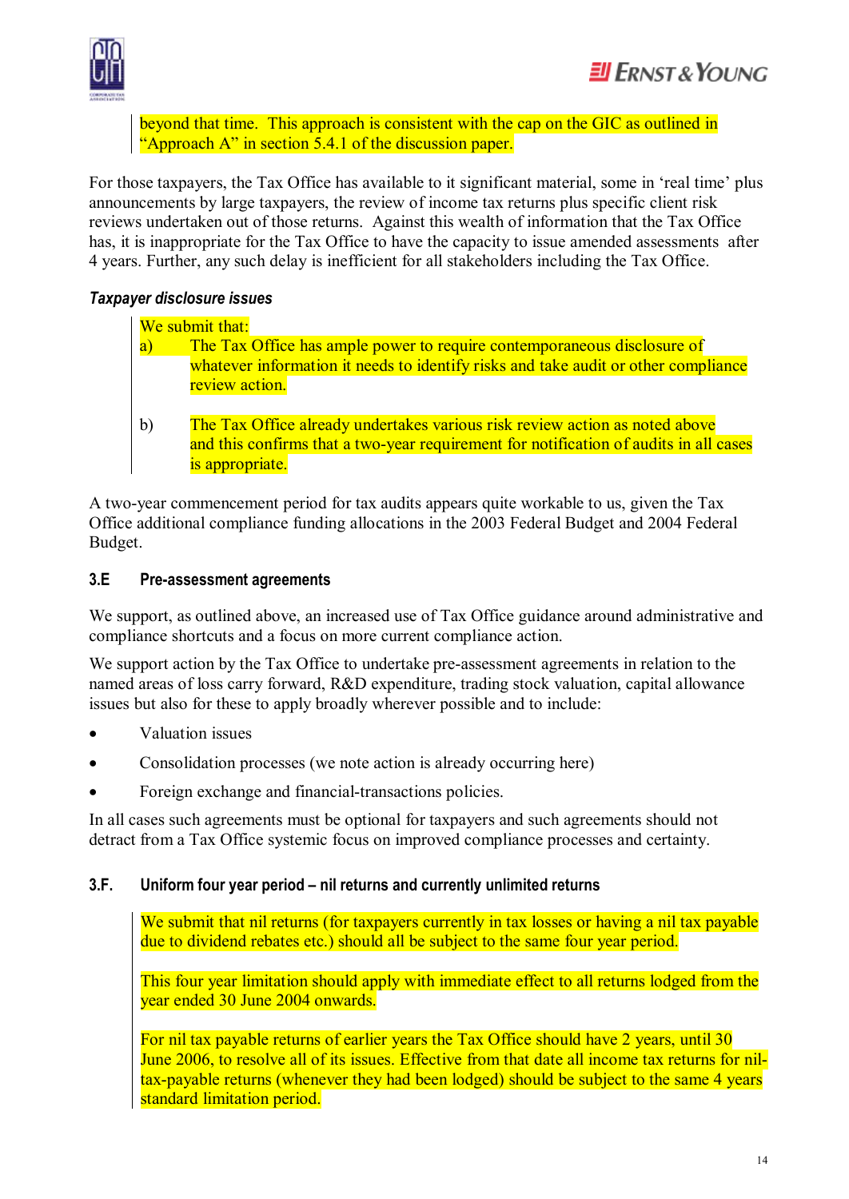beyond that time. This approach is consistent with the cap on the GIC as outlined in "Approach A" in section 5.4.1 of the discussion paper.

For those taxpayers, the Tax Office has available to it significant material, some in 'real time' plus announcements by large taxpayers, the review of income tax returns plus specific client risk reviews undertaken out of those returns. Against this wealth of information that the Tax Office has, it is inappropriate for the Tax Office to have the capacity to issue amended assessments after 4 years. Further, any such delay is inefficient for all stakeholders including the Tax Office.

#### *Taxpayer disclosure issues*

We submit that:

a) The Tax Office has ample power to require contemporaneous disclosure of whatever information it needs to identify risks and take audit or other compliance review action.

b) The Tax Office already undertakes various risk review action as noted above and this confirms that a two-year requirement for notification of audits in all cases is appropriate.

A two-year commencement period for tax audits appears quite workable to us, given the Tax Office additional compliance funding allocations in the 2003 Federal Budget and 2004 Federal Budget.

### 3.E Pre-assessment agreements

We support, as outlined above, an increased use of Tax Office guidance around administrative and compliance shortcuts and a focus on more current compliance action.

We support action by the Tax Office to undertake pre-assessment agreements in relation to the named areas of loss carry forward, R&D expenditure, trading stock valuation, capital allowance issues but also for these to apply broadly wherever possible and to include:

- Valuation issues
- Consolidation processes (we note action is already occurring here)
- Foreign exchange and financial-transactions policies.

In all cases such agreements must be optional for taxpayers and such agreements should not detract from a Tax Office systemic focus on improved compliance processes and certainty.

### 3.F. Uniform four year period – nil returns and currently unlimited returns

We submit that nil returns (for taxpayers currently in tax losses or having a nil tax payable due to dividend rebates etc.) should all be subject to the same four year period.

This four year limitation should apply with immediate effect to all returns lodged from the year ended 30 June 2004 onwards.

For nil tax payable returns of earlier years the Tax Office should have 2 years, until 30 June 2006, to resolve all of its issues. Effective from that date all income tax returns for nil-tax-payable returns (whenever they had been lodged) should be subject to the same 4 years standard limitation period.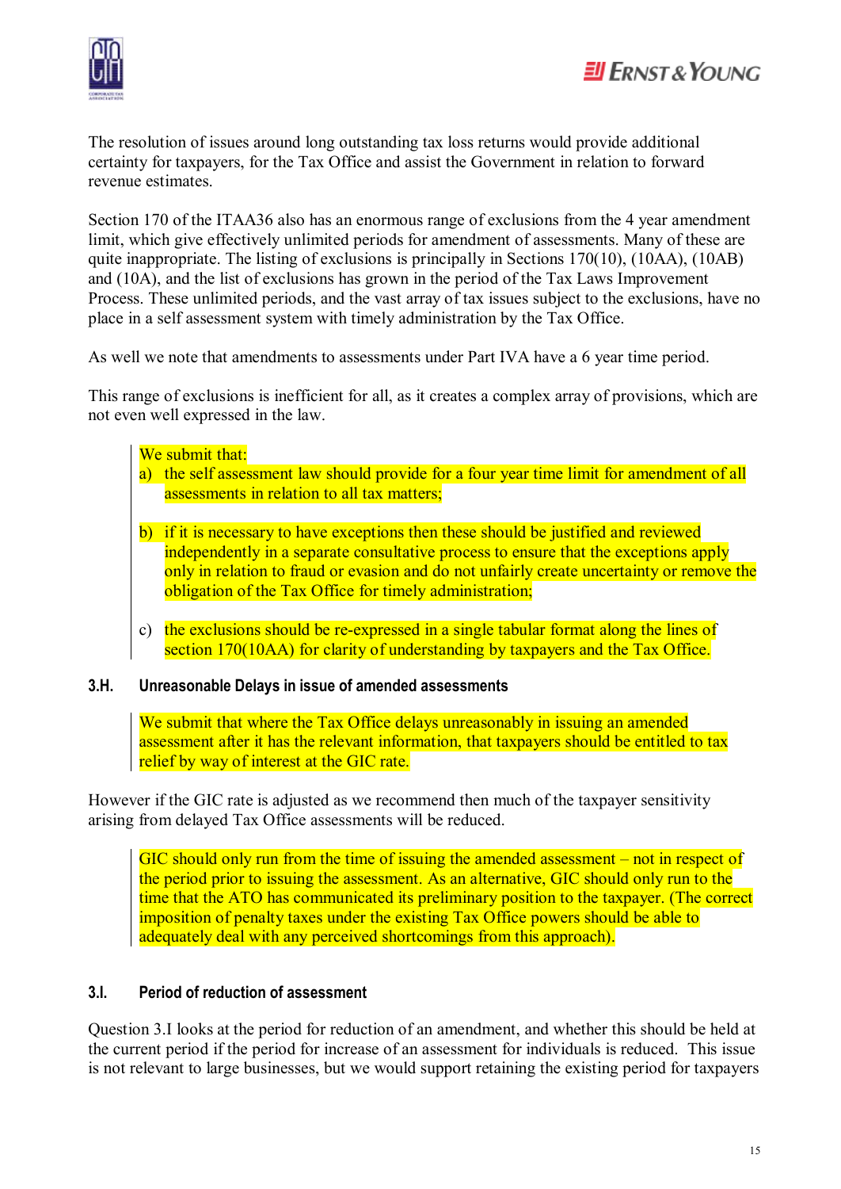The resolution of issues around long outstanding tax loss returns would provide additional certainty for taxpayers, for the Tax Office and assist the Government in relation to forward revenue estimates.

Section 170 of the ITAA36 also has an enormous range of exclusions from the 4 year amendment limit, which give effectively unlimited periods for amendment of assessments. Many of these are quite inappropriate. The listing of exclusions is principally in Sections 170(10), (10AA), (10AB) and (10A), and the list of exclusions has grown in the period of the Tax Laws Improvement Process. These unlimited periods, and the vast array of tax issues subject to the exclusions, have no place in a self assessment system with timely administration by the Tax Office.

As well we note that amendments to assessments under Part IVA have a 6 year time period.

This range of exclusions is inefficient for all, as it creates a complex array of provisions, which are not even well expressed in the law.

> We submit that:
>
> a) the self assessment law should provide for a four year time limit for amendment of all assessments in relation to all tax matters;
>
> b) if it is necessary to have exceptions then these should be justified and reviewed independently in a separate consultative process to ensure that the exceptions apply only in relation to fraud or evasion and do not unfairly create uncertainty or remove the obligation of the Tax Office for timely administration;
>
> c) the exclusions should be re-expressed in a single tabular format along the lines of section 170(10AA) for clarity of understanding by taxpayers and the Tax Office.

### 3.H. Unreasonable Delays in issue of amended assessments

> We submit that where the Tax Office delays unreasonably in issuing an amended assessment after it has the relevant information, that taxpayers should be entitled to tax relief by way of interest at the GIC rate.

However if the GIC rate is adjusted as we recommend then much of the taxpayer sensitivity arising from delayed Tax Office assessments will be reduced.

> GIC should only run from the time of issuing the amended assessment – not in respect of the period prior to issuing the assessment. As an alternative, GIC should only run to the time that the ATO has communicated its preliminary position to the taxpayer. (The correct imposition of penalty taxes under the existing Tax Office powers should be able to adequately deal with any perceived shortcomings from this approach).

### 3.I. Period of reduction of assessment

Question 3.I looks at the period for reduction of an amendment, and whether this should be held at the current period if the period for increase of an assessment for individuals is reduced. This issue is not relevant to large businesses, but we would support retaining the existing period for taxpayers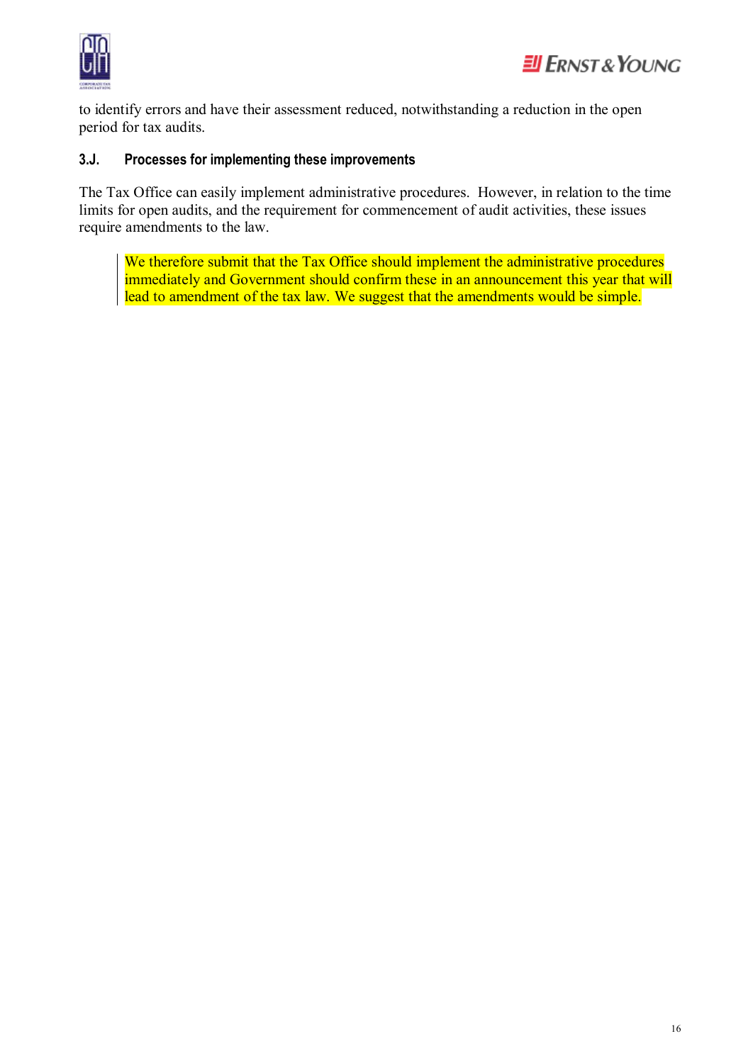to identify errors and have their assessment reduced, notwithstanding a reduction in the open period for tax audits.

### 3.J. Processes for implementing these improvements

The Tax Office can easily implement administrative procedures. However, in relation to the time limits for open audits, and the requirement for commencement of audit activities, these issues require amendments to the law.

> We therefore submit that the Tax Office should implement the administrative procedures immediately and Government should confirm these in an announcement this year that will lead to amendment of the tax law. We suggest that the amendments would be simple.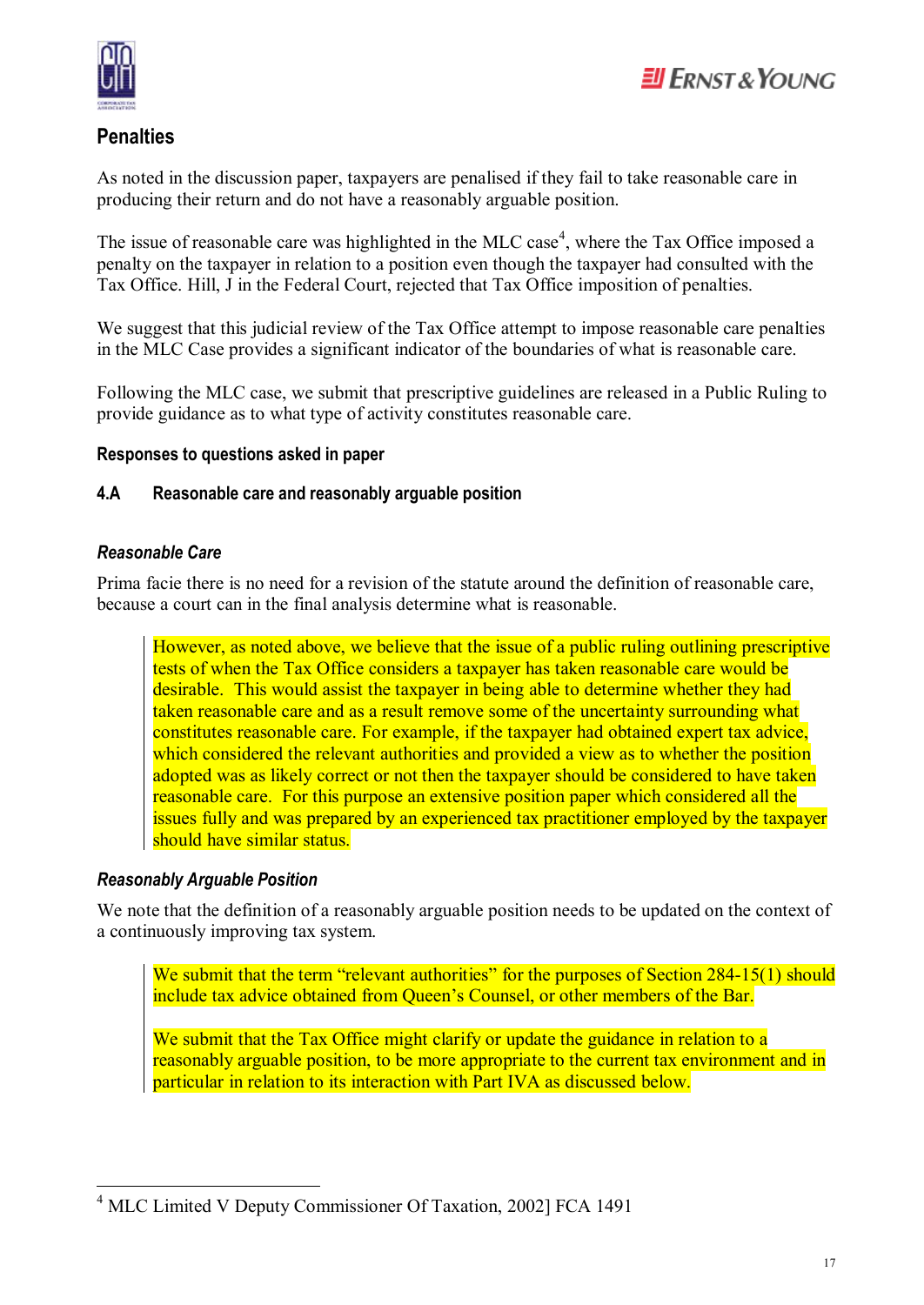## Penalties

As noted in the discussion paper, taxpayers are penalised if they fail to take reasonable care in producing their return and do not have a reasonably arguable position.

The issue of reasonable care was highlighted in the MLC case[4], where the Tax Office imposed a penalty on the taxpayer in relation to a position even though the taxpayer had consulted with the Tax Office. Hill, J in the Federal Court, rejected that Tax Office imposition of penalties.

We suggest that this judicial review of the Tax Office attempt to impose reasonable care penalties in the MLC Case provides a significant indicator of the boundaries of what is reasonable care.

Following the MLC case, we submit that prescriptive guidelines are released in a Public Ruling to provide guidance as to what type of activity constitutes reasonable care.

#### Responses to questions asked in paper

#### 4.A Reasonable care and reasonably arguable position

#### *Reasonable Care*

Prima facie there is no need for a revision of the statute around the definition of reasonable care, because a court can in the final analysis determine what is reasonable.

> However, as noted above, we believe that the issue of a public ruling outlining prescriptive tests of when the Tax Office considers a taxpayer has taken reasonable care would be desirable. This would assist the taxpayer in being able to determine whether they had taken reasonable care and as a result remove some of the uncertainty surrounding what constitutes reasonable care. For example, if the taxpayer had obtained expert tax advice, which considered the relevant authorities and provided a view as to whether the position adopted was as likely correct or not then the taxpayer should be considered to have taken reasonable care. For this purpose an extensive position paper which considered all the issues fully and was prepared by an experienced tax practitioner employed by the taxpayer should have similar status.

#### *Reasonably Arguable Position*

We note that the definition of a reasonably arguable position needs to be updated on the context of a continuously improving tax system.

> We submit that the term "relevant authorities" for the purposes of Section 284-15(1) should include tax advice obtained from Queen's Counsel, or other members of the Bar.
>
> We submit that the Tax Office might clarify or update the guidance in relation to a reasonably arguable position, to be more appropriate to the current tax environment and in particular in relation to its interaction with Part IVA as discussed below.

---

[4] MLC Limited V Deputy Commissioner Of Taxation, 2002] FCA 1491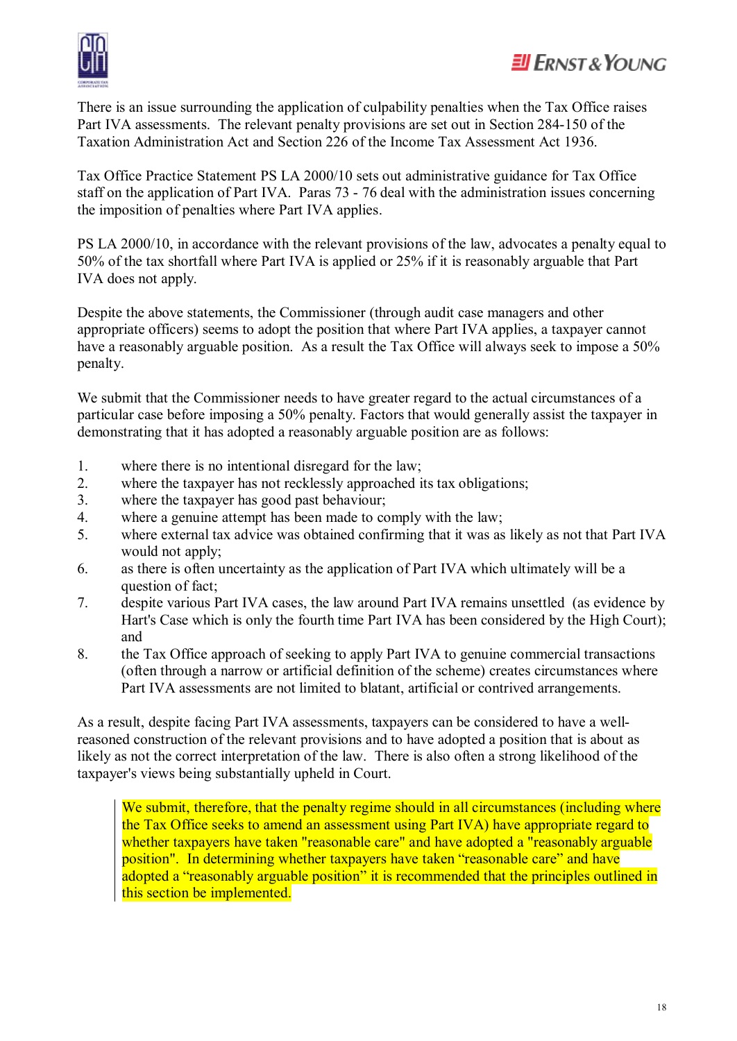There is an issue surrounding the application of culpability penalties when the Tax Office raises Part IVA assessments. The relevant penalty provisions are set out in Section 284-150 of the Taxation Administration Act and Section 226 of the Income Tax Assessment Act 1936.

Tax Office Practice Statement PS LA 2000/10 sets out administrative guidance for Tax Office staff on the application of Part IVA. Paras 73 - 76 deal with the administration issues concerning the imposition of penalties where Part IVA applies.

PS LA 2000/10, in accordance with the relevant provisions of the law, advocates a penalty equal to 50% of the tax shortfall where Part IVA is applied or 25% if it is reasonably arguable that Part IVA does not apply.

Despite the above statements, the Commissioner (through audit case managers and other appropriate officers) seems to adopt the position that where Part IVA applies, a taxpayer cannot have a reasonably arguable position. As a result the Tax Office will always seek to impose a 50% penalty.

We submit that the Commissioner needs to have greater regard to the actual circumstances of a particular case before imposing a 50% penalty. Factors that would generally assist the taxpayer in demonstrating that it has adopted a reasonably arguable position are as follows:

1. where there is no intentional disregard for the law;
2. where the taxpayer has not recklessly approached its tax obligations;
3. where the taxpayer has good past behaviour;
4. where a genuine attempt has been made to comply with the law;
5. where external tax advice was obtained confirming that it was as likely as not that Part IVA would not apply;
6. as there is often uncertainty as the application of Part IVA which ultimately will be a question of fact;
7. despite various Part IVA cases, the law around Part IVA remains unsettled (as evidence by Hart's Case which is only the fourth time Part IVA has been considered by the High Court); and
8. the Tax Office approach of seeking to apply Part IVA to genuine commercial transactions (often through a narrow or artificial definition of the scheme) creates circumstances where Part IVA assessments are not limited to blatant, artificial or contrived arrangements.

As a result, despite facing Part IVA assessments, taxpayers can be considered to have a well-reasoned construction of the relevant provisions and to have adopted a position that is about as likely as not the correct interpretation of the law. There is also often a strong likelihood of the taxpayer's views being substantially upheld in Court.

> We submit, therefore, that the penalty regime should in all circumstances (including where the Tax Office seeks to amend an assessment using Part IVA) have appropriate regard to whether taxpayers have taken "reasonable care" and have adopted a "reasonably arguable position". In determining whether taxpayers have taken "reasonable care" and have adopted a "reasonably arguable position" it is recommended that the principles outlined in this section be implemented.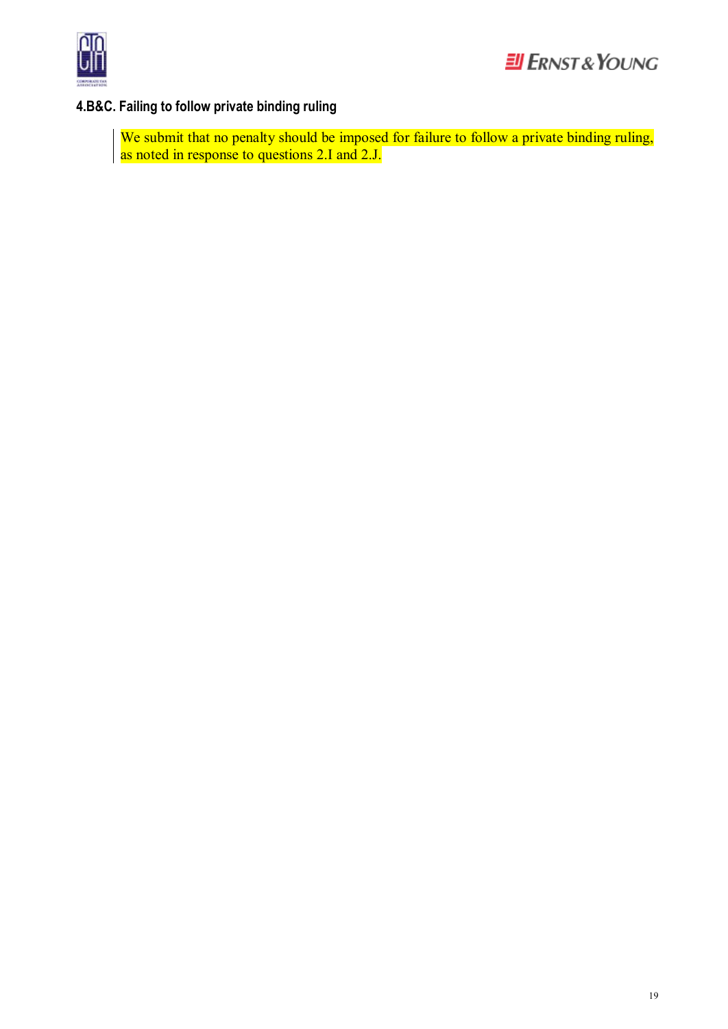### 4.B&C. Failing to follow private binding ruling

We submit that no penalty should be imposed for failure to follow a private binding ruling, as noted in response to questions 2.I and 2.J.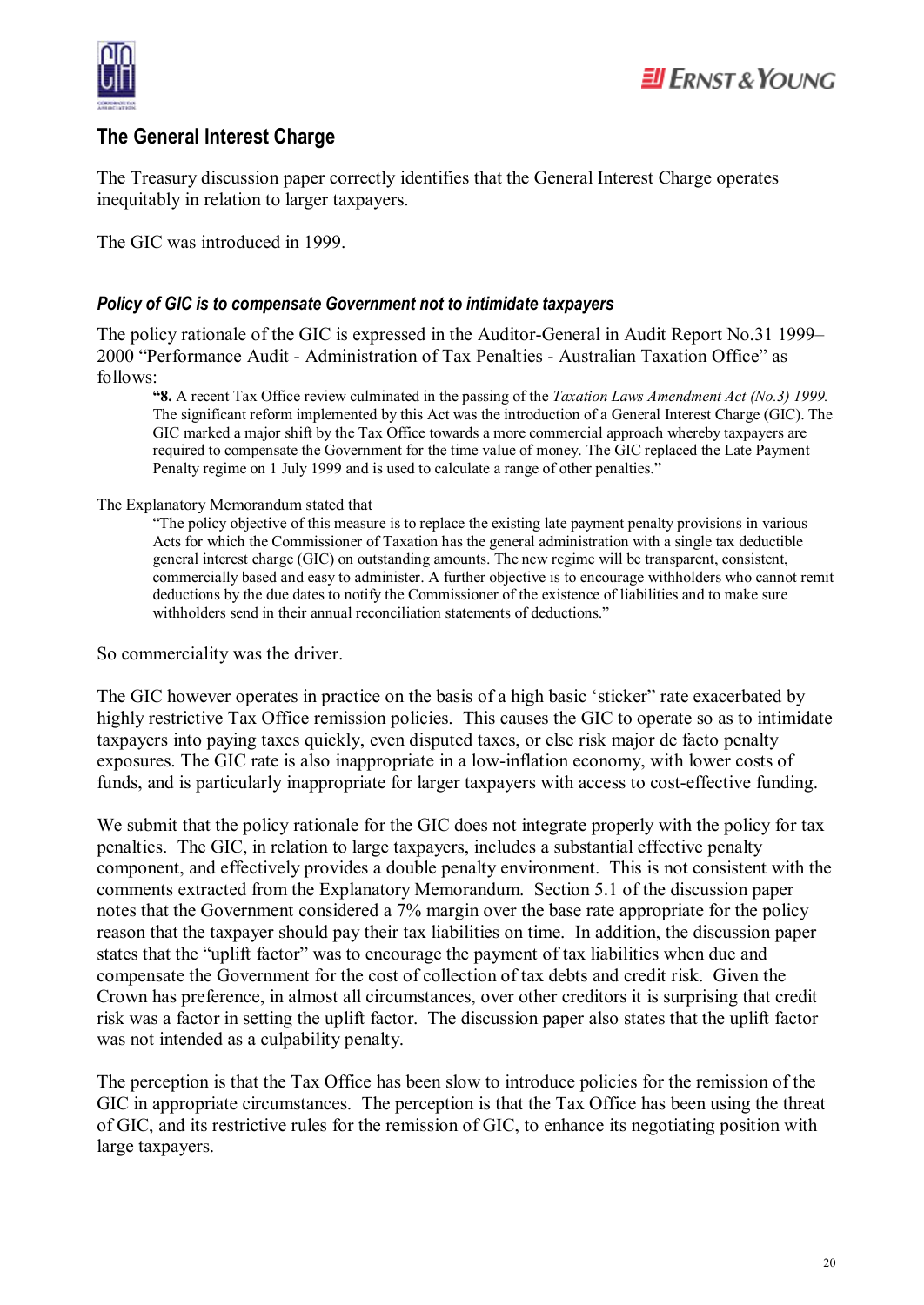## The General Interest Charge

The Treasury discussion paper correctly identifies that the General Interest Charge operates inequitably in relation to larger taxpayers.

The GIC was introduced in 1999.

### *Policy of GIC is to compensate Government not to intimidate taxpayers*

The policy rationale of the GIC is expressed in the Auditor-General in Audit Report No.31 1999–2000 "Performance Audit - Administration of Tax Penalties - Australian Taxation Office" as follows:

> "**8.** A recent Tax Office review culminated in the passing of the *Taxation Laws Amendment Act (No.3) 1999.* The significant reform implemented by this Act was the introduction of a General Interest Charge (GIC). The GIC marked a major shift by the Tax Office towards a more commercial approach whereby taxpayers are required to compensate the Government for the time value of money. The GIC replaced the Late Payment Penalty regime on 1 July 1999 and is used to calculate a range of other penalties."

The Explanatory Memorandum stated that

> "The policy objective of this measure is to replace the existing late payment penalty provisions in various Acts for which the Commissioner of Taxation has the general administration with a single tax deductible general interest charge (GIC) on outstanding amounts. The new regime will be transparent, consistent, commercially based and easy to administer. A further objective is to encourage withholders who cannot remit deductions by the due dates to notify the Commissioner of the existence of liabilities and to make sure withholders send in their annual reconciliation statements of deductions."

So commerciality was the driver.

The GIC however operates in practice on the basis of a high basic 'sticker" rate exacerbated by highly restrictive Tax Office remission policies. This causes the GIC to operate so as to intimidate taxpayers into paying taxes quickly, even disputed taxes, or else risk major de facto penalty exposures. The GIC rate is also inappropriate in a low-inflation economy, with lower costs of funds, and is particularly inappropriate for larger taxpayers with access to cost-effective funding.

We submit that the policy rationale for the GIC does not integrate properly with the policy for tax penalties. The GIC, in relation to large taxpayers, includes a substantial effective penalty component, and effectively provides a double penalty environment. This is not consistent with the comments extracted from the Explanatory Memorandum. Section 5.1 of the discussion paper notes that the Government considered a 7% margin over the base rate appropriate for the policy reason that the taxpayer should pay their tax liabilities on time. In addition, the discussion paper states that the "uplift factor" was to encourage the payment of tax liabilities when due and compensate the Government for the cost of collection of tax debts and credit risk. Given the Crown has preference, in almost all circumstances, over other creditors it is surprising that credit risk was a factor in setting the uplift factor. The discussion paper also states that the uplift factor was not intended as a culpability penalty.

The perception is that the Tax Office has been slow to introduce policies for the remission of the GIC in appropriate circumstances. The perception is that the Tax Office has been using the threat of GIC, and its restrictive rules for the remission of GIC, to enhance its negotiating position with large taxpayers.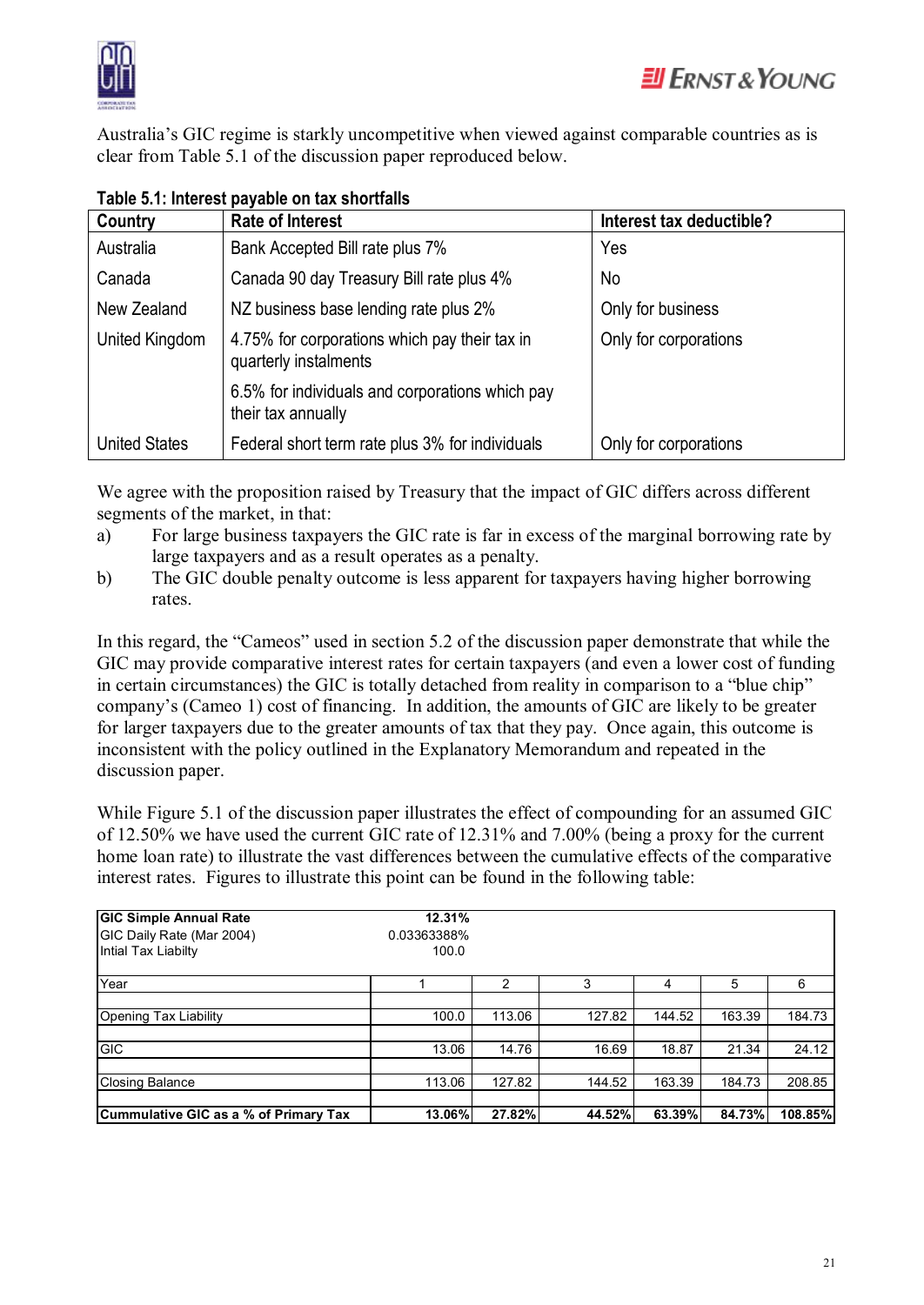Australia's GIC regime is starkly uncompetitive when viewed against comparable countries as is clear from Table 5.1 of the discussion paper reproduced below.

**Table 5.1: Interest payable on tax shortfalls**

| Country | Rate of Interest | Interest tax deductible? |
|---|---|---|
| Australia | Bank Accepted Bill rate plus 7% | Yes |
| Canada | Canada 90 day Treasury Bill rate plus 4% | No |
| New Zealand | NZ business base lending rate plus 2% | Only for business |
| United Kingdom | 4.75% for corporations which pay their tax in quarterly instalments | Only for corporations |
| | 6.5% for individuals and corporations which pay their tax annually | |
| United States | Federal short term rate plus 3% for individuals | Only for corporations |

We agree with the proposition raised by Treasury that the impact of GIC differs across different segments of the market, in that:

a) For large business taxpayers the GIC rate is far in excess of the marginal borrowing rate by large taxpayers and as a result operates as a penalty.

b) The GIC double penalty outcome is less apparent for taxpayers having higher borrowing rates.

In this regard, the "Cameos" used in section 5.2 of the discussion paper demonstrate that while the GIC may provide comparative interest rates for certain taxpayers (and even a lower cost of funding in certain circumstances) the GIC is totally detached from reality in comparison to a "blue chip" company's (Cameo 1) cost of financing. In addition, the amounts of GIC are likely to be greater for larger taxpayers due to the greater amounts of tax that they pay. Once again, this outcome is inconsistent with the policy outlined in the Explanatory Memorandum and repeated in the discussion paper.

While Figure 5.1 of the discussion paper illustrates the effect of compounding for an assumed GIC of 12.50% we have used the current GIC rate of 12.31% and 7.00% (being a proxy for the current home loan rate) to illustrate the vast differences between the cumulative effects of the comparative interest rates. Figures to illustrate this point can be found in the following table:

| **GIC Simple Annual Rate** | **12.31%** | | | | | |
|---|---|---|---|---|---|---|
| GIC Daily Rate (Mar 2004) | 0.03363388% | | | | | |
| Intial Tax Liabilty | 100.0 | | | | | |
| Year | 1 | 2 | 3 | 4 | 5 | 6 |
| Opening Tax Liability | 100.0 | 113.06 | 127.82 | 144.52 | 163.39 | 184.73 |
| GIC | 13.06 | 14.76 | 16.69 | 18.87 | 21.34 | 24.12 |
| Closing Balance | 113.06 | 127.82 | 144.52 | 163.39 | 184.73 | 208.85 |
| **Cummulative GIC as a % of Primary Tax** | **13.06%** | **27.82%** | **44.52%** | **63.39%** | **84.73%** | **108.85%** |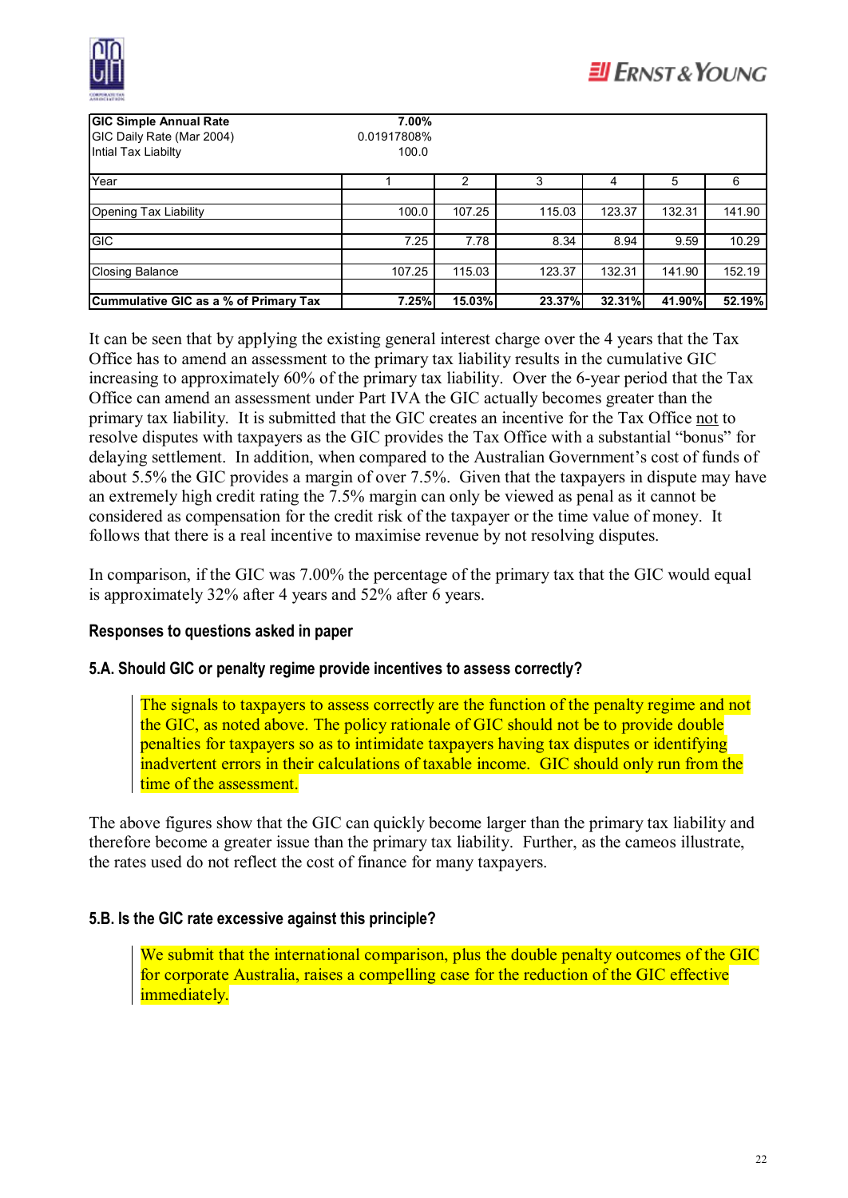| **GIC Simple Annual Rate** | **7.00%** | | | | | |
|---|---|---|---|---|---|---|
| GIC Daily Rate (Mar 2004) | 0.01917808% | | | | | |
| Intial Tax Liabilty | 100.0 | | | | | |
| Year | 1 | 2 | 3 | 4 | 5 | 6 |
| Opening Tax Liability | 100.0 | 107.25 | 115.03 | 123.37 | 132.31 | 141.90 |
| GIC | 7.25 | 7.78 | 8.34 | 8.94 | 9.59 | 10.29 |
| Closing Balance | 107.25 | 115.03 | 123.37 | 132.31 | 141.90 | 152.19 |
| **Cummulative GIC as a % of Primary Tax** | **7.25%** | **15.03%** | **23.37%** | **32.31%** | **41.90%** | **52.19%** |

It can be seen that by applying the existing general interest charge over the 4 years that the Tax Office has to amend an assessment to the primary tax liability results in the cumulative GIC increasing to approximately 60% of the primary tax liability. Over the 6-year period that the Tax Office can amend an assessment under Part IVA the GIC actually becomes greater than the primary tax liability. It is submitted that the GIC creates an incentive for the Tax Office not to resolve disputes with taxpayers as the GIC provides the Tax Office with a substantial "bonus" for delaying settlement. In addition, when compared to the Australian Government's cost of funds of about 5.5% the GIC provides a margin of over 7.5%. Given that the taxpayers in dispute may have an extremely high credit rating the 7.5% margin can only be viewed as penal as it cannot be considered as compensation for the credit risk of the taxpayer or the time value of money. It follows that there is a real incentive to maximise revenue by not resolving disputes.

In comparison, if the GIC was 7.00% the percentage of the primary tax that the GIC would equal is approximately 32% after 4 years and 52% after 6 years.

### Responses to questions asked in paper

### 5.A. Should GIC or penalty regime provide incentives to assess correctly?

> The signals to taxpayers to assess correctly are the function of the penalty regime and not the GIC, as noted above. The policy rationale of GIC should not be to provide double penalties for taxpayers so as to intimidate taxpayers having tax disputes or identifying inadvertent errors in their calculations of taxable income. GIC should only run from the time of the assessment.

The above figures show that the GIC can quickly become larger than the primary tax liability and therefore become a greater issue than the primary tax liability. Further, as the cameos illustrate, the rates used do not reflect the cost of finance for many taxpayers.

### 5.B. Is the GIC rate excessive against this principle?

> We submit that the international comparison, plus the double penalty outcomes of the GIC for corporate Australia, raises a compelling case for the reduction of the GIC effective immediately.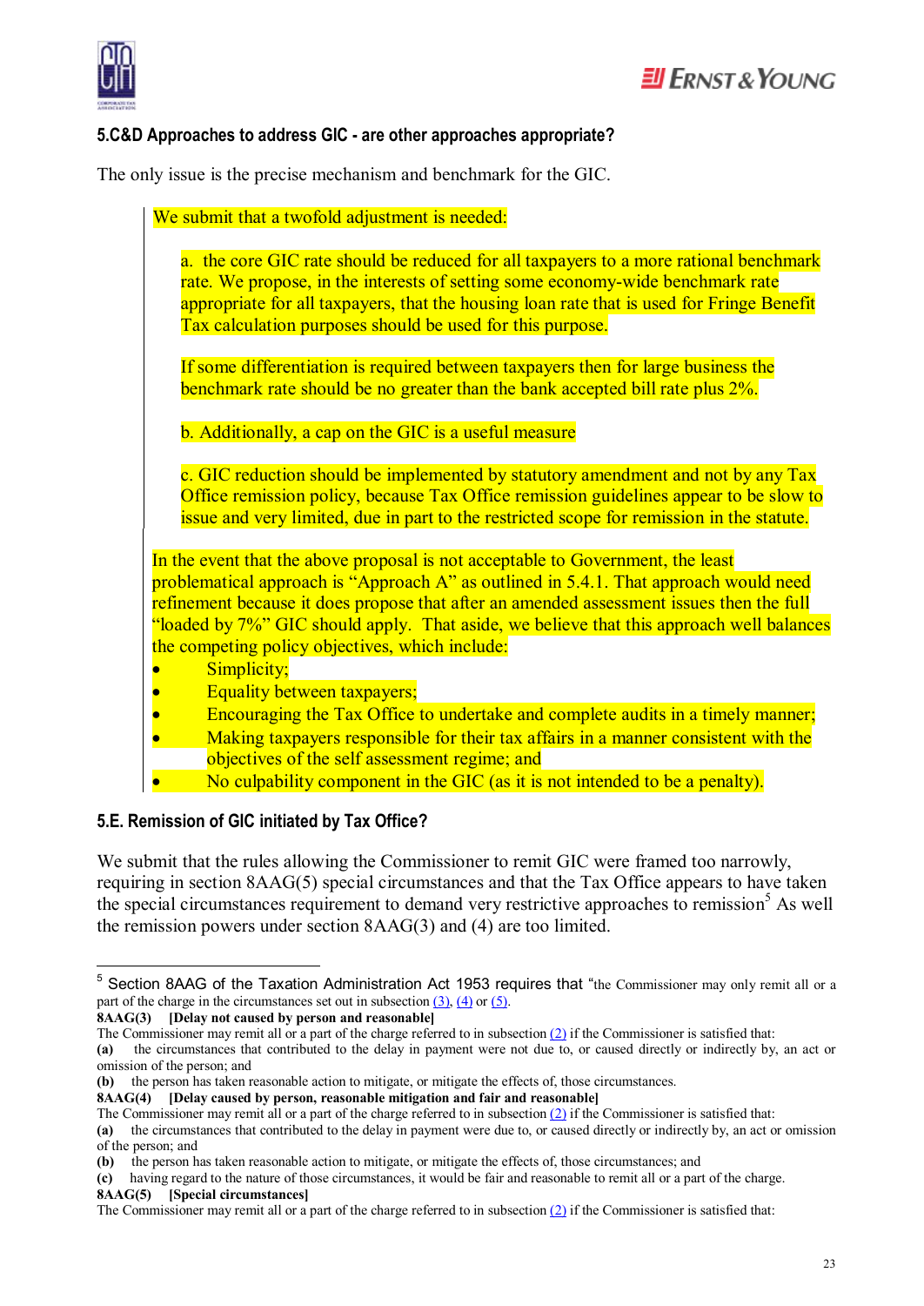### 5.C&D Approaches to address GIC - are other approaches appropriate?

The only issue is the precise mechanism and benchmark for the GIC.

> We submit that a twofold adjustment is needed:
>
> a. the core GIC rate should be reduced for all taxpayers to a more rational benchmark rate. We propose, in the interests of setting some economy-wide benchmark rate appropriate for all taxpayers, that the housing loan rate that is used for Fringe Benefit Tax calculation purposes should be used for this purpose.
>
> If some differentiation is required between taxpayers then for large business the benchmark rate should be no greater than the bank accepted bill rate plus 2%.
>
> b. Additionally, a cap on the GIC is a useful measure
>
> c. GIC reduction should be implemented by statutory amendment and not by any Tax Office remission policy, because Tax Office remission guidelines appear to be slow to issue and very limited, due in part to the restricted scope for remission in the statute.
>
> In the event that the above proposal is not acceptable to Government, the least problematical approach is "Approach A" as outlined in 5.4.1. That approach would need refinement because it does propose that after an amended assessment issues then the full "loaded by 7%" GIC should apply. That aside, we believe that this approach well balances the competing policy objectives, which include:
>
> - Simplicity;
> - Equality between taxpayers;
> - Encouraging the Tax Office to undertake and complete audits in a timely manner;
> - Making taxpayers responsible for their tax affairs in a manner consistent with the objectives of the self assessment regime; and
> - No culpability component in the GIC (as it is not intended to be a penalty).

### 5.E. Remission of GIC initiated by Tax Office?

We submit that the rules allowing the Commissioner to remit GIC were framed too narrowly, requiring in section 8AAG(5) special circumstances and that the Tax Office appears to have taken the special circumstances requirement to demand very restrictive approaches to remission[5] As well the remission powers under section 8AAG(3) and (4) are too limited.

---

[5] Section 8AAG of the Taxation Administration Act 1953 requires that "the Commissioner may only remit all or a part of the charge in the circumstances set out in subsection (3), (4) or (5).

**8AAG(3) [Delay not caused by person and reasonable]**

The Commissioner may remit all or a part of the charge referred to in subsection (2) if the Commissioner is satisfied that:

**(a)** the circumstances that contributed to the delay in payment were not due to, or caused directly or indirectly by, an act or omission of the person; and

**(b)** the person has taken reasonable action to mitigate, or mitigate the effects of, those circumstances.

**8AAG(4) [Delay caused by person, reasonable mitigation and fair and reasonable]**

The Commissioner may remit all or a part of the charge referred to in subsection (2) if the Commissioner is satisfied that:

**(a)** the circumstances that contributed to the delay in payment were due to, or caused directly or indirectly by, an act or omission of the person; and

**(b)** the person has taken reasonable action to mitigate, or mitigate the effects of, those circumstances; and

**(c)** having regard to the nature of those circumstances, it would be fair and reasonable to remit all or a part of the charge.

**8AAG(5) [Special circumstances]**

The Commissioner may remit all or a part of the charge referred to in subsection (2) if the Commissioner is satisfied that: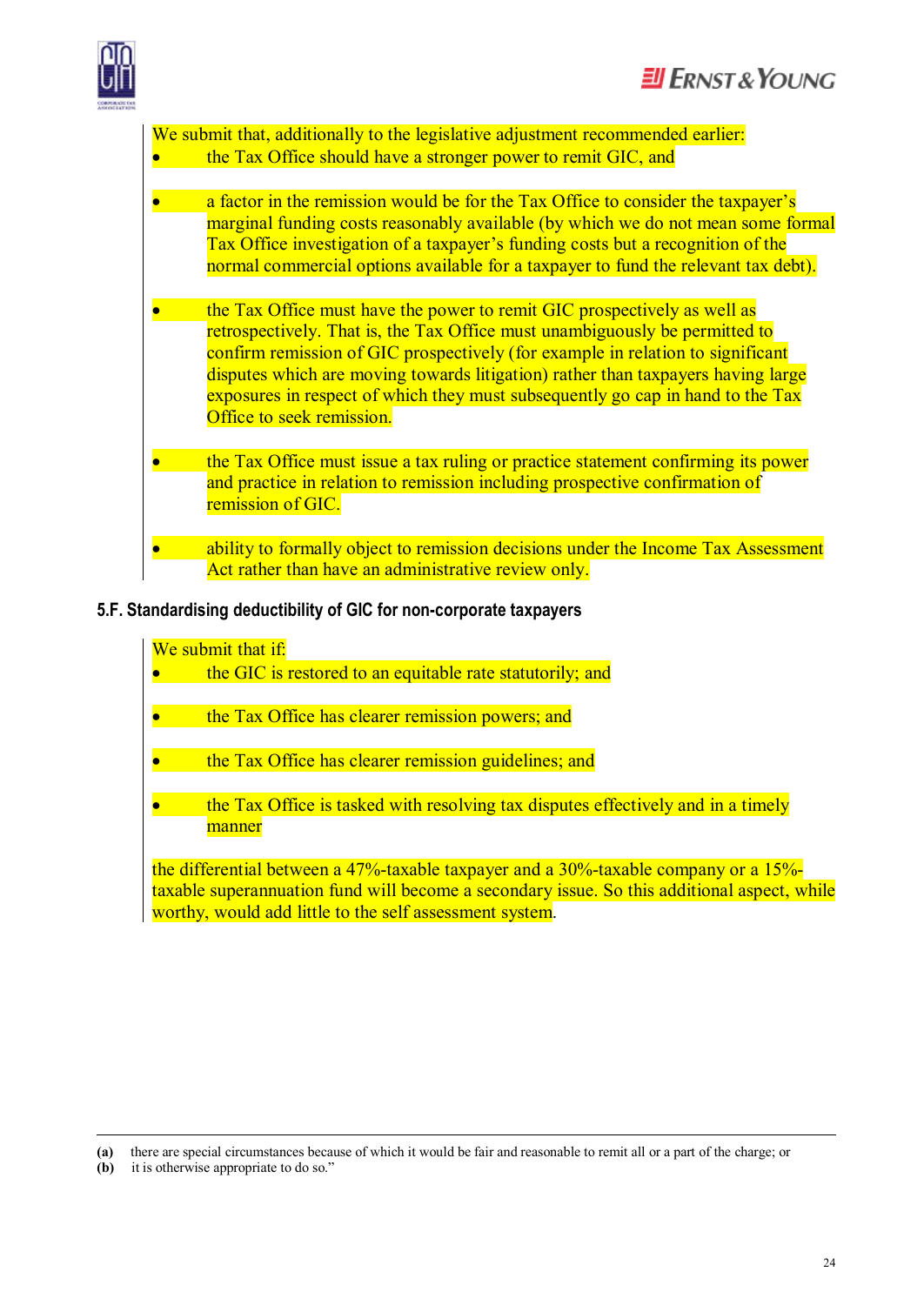We submit that, additionally to the legislative adjustment recommended earlier:

- the Tax Office should have a stronger power to remit GIC, and

- a factor in the remission would be for the Tax Office to consider the taxpayer's marginal funding costs reasonably available (by which we do not mean some formal Tax Office investigation of a taxpayer's funding costs but a recognition of the normal commercial options available for a taxpayer to fund the relevant tax debt).

- the Tax Office must have the power to remit GIC prospectively as well as retrospectively. That is, the Tax Office must unambiguously be permitted to confirm remission of GIC prospectively (for example in relation to significant disputes which are moving towards litigation) rather than taxpayers having large exposures in respect of which they must subsequently go cap in hand to the Tax Office to seek remission.

- the Tax Office must issue a tax ruling or practice statement confirming its power and practice in relation to remission including prospective confirmation of remission of GIC.

- ability to formally object to remission decisions under the Income Tax Assessment Act rather than have an administrative review only.

### 5.F. Standardising deductibility of GIC for non-corporate taxpayers

We submit that if:

- the GIC is restored to an equitable rate statutorily; and

- the Tax Office has clearer remission powers; and

- the Tax Office has clearer remission guidelines; and

- the Tax Office is tasked with resolving tax disputes effectively and in a timely manner

the differential between a 47%-taxable taxpayer and a 30%-taxable company or a 15%-taxable superannuation fund will become a secondary issue. So this additional aspect, while worthy, would add little to the self assessment system.

---

**(a)** there are special circumstances because of which it would be fair and reasonable to remit all or a part of the charge; or
**(b)** it is otherwise appropriate to do so."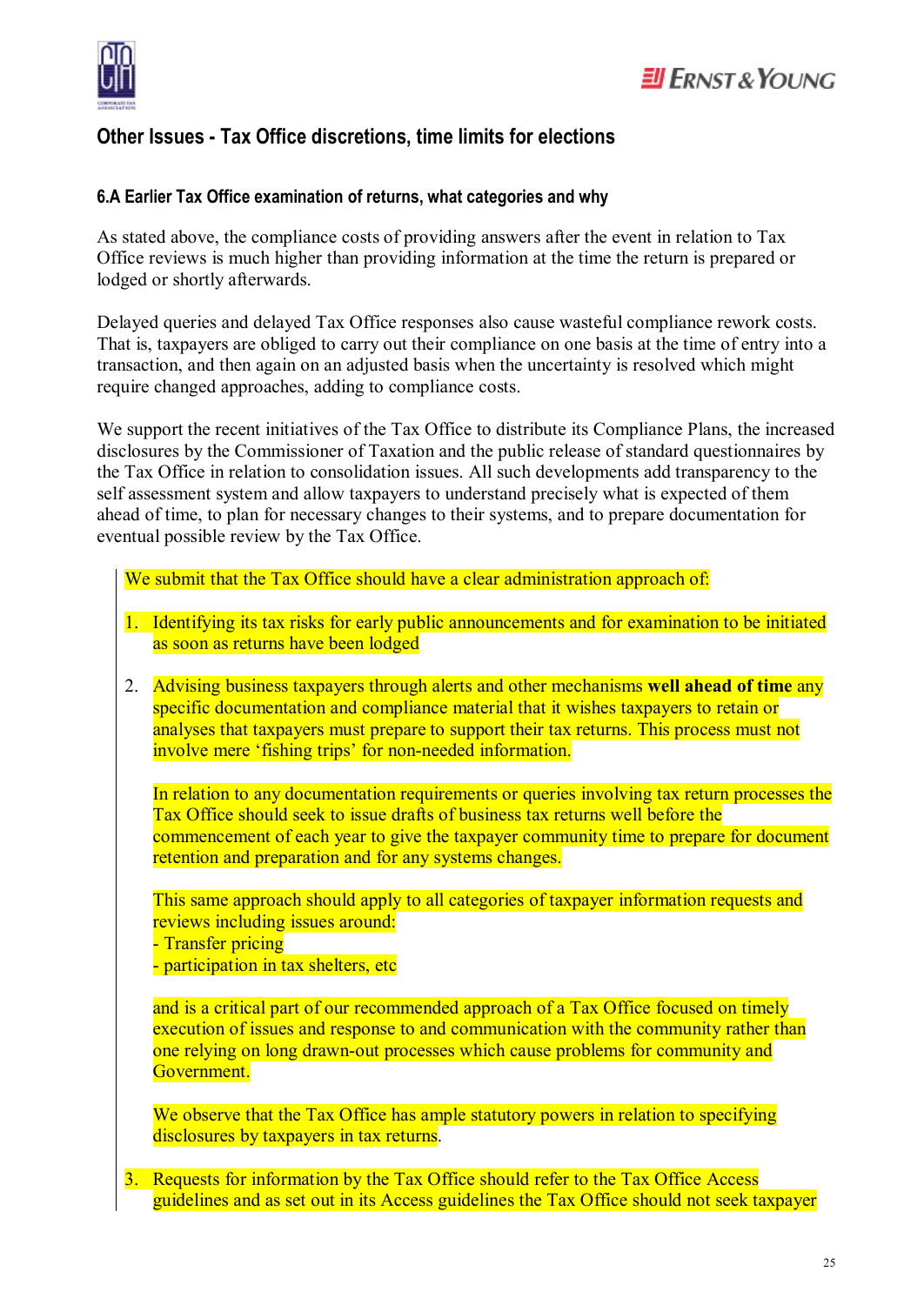## Other Issues - Tax Office discretions, time limits for elections

### 6.A Earlier Tax Office examination of returns, what categories and why

As stated above, the compliance costs of providing answers after the event in relation to Tax Office reviews is much higher than providing information at the time the return is prepared or lodged or shortly afterwards.

Delayed queries and delayed Tax Office responses also cause wasteful compliance rework costs. That is, taxpayers are obliged to carry out their compliance on one basis at the time of entry into a transaction, and then again on an adjusted basis when the uncertainty is resolved which might require changed approaches, adding to compliance costs.

We support the recent initiatives of the Tax Office to distribute its Compliance Plans, the increased disclosures by the Commissioner of Taxation and the public release of standard questionnaires by the Tax Office in relation to consolidation issues. All such developments add transparency to the self assessment system and allow taxpayers to understand precisely what is expected of them ahead of time, to plan for necessary changes to their systems, and to prepare documentation for eventual possible review by the Tax Office.

We submit that the Tax Office should have a clear administration approach of:

1. Identifying its tax risks for early public announcements and for examination to be initiated as soon as returns have been lodged

2. Advising business taxpayers through alerts and other mechanisms **well ahead of time** any specific documentation and compliance material that it wishes taxpayers to retain or analyses that taxpayers must prepare to support their tax returns. This process must not involve mere 'fishing trips' for non-needed information.

   In relation to any documentation requirements or queries involving tax return processes the Tax Office should seek to issue drafts of business tax returns well before the commencement of each year to give the taxpayer community time to prepare for document retention and preparation and for any systems changes.

   This same approach should apply to all categories of taxpayer information requests and reviews including issues around:
   - Transfer pricing
   - participation in tax shelters, etc

   and is a critical part of our recommended approach of a Tax Office focused on timely execution of issues and response to and communication with the community rather than one relying on long drawn-out processes which cause problems for community and Government.

   We observe that the Tax Office has ample statutory powers in relation to specifying disclosures by taxpayers in tax returns.

3. Requests for information by the Tax Office should refer to the Tax Office Access guidelines and as set out in its Access guidelines the Tax Office should not seek taxpayer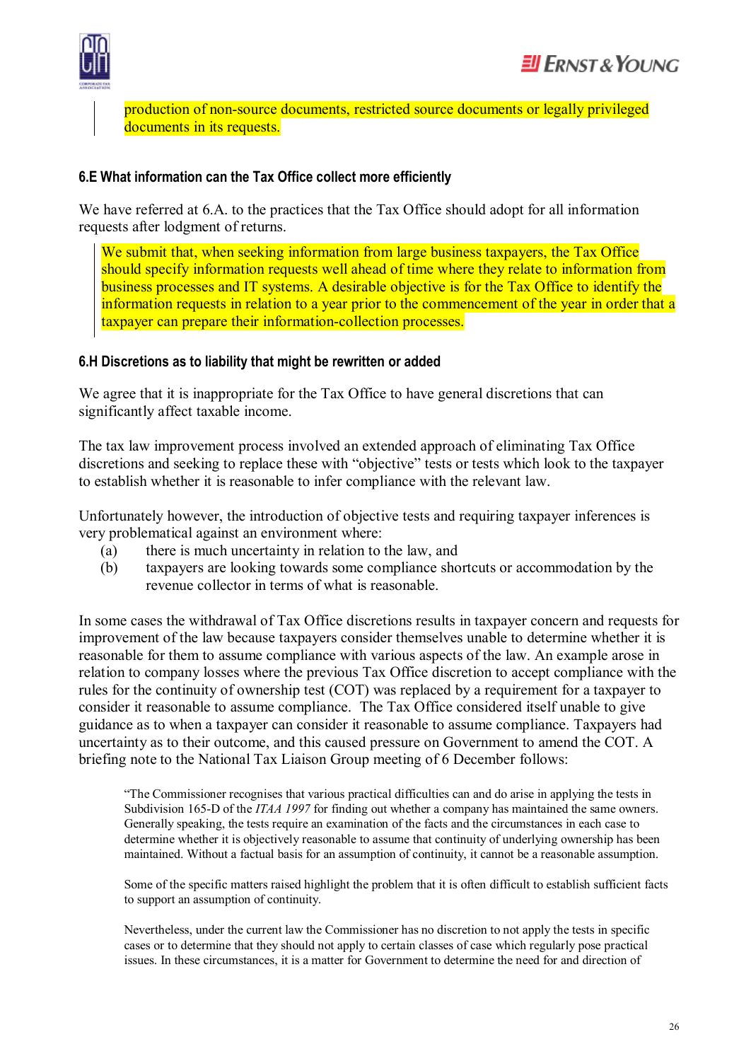production of non-source documents, restricted source documents or legally privileged documents in its requests.

#### 6.E What information can the Tax Office collect more efficiently

We have referred at 6.A. to the practices that the Tax Office should adopt for all information requests after lodgment of returns.

> We submit that, when seeking information from large business taxpayers, the Tax Office should specify information requests well ahead of time where they relate to information from business processes and IT systems. A desirable objective is for the Tax Office to identify the information requests in relation to a year prior to the commencement of the year in order that a taxpayer can prepare their information-collection processes.

#### 6.H Discretions as to liability that might be rewritten or added

We agree that it is inappropriate for the Tax Office to have general discretions that can significantly affect taxable income.

The tax law improvement process involved an extended approach of eliminating Tax Office discretions and seeking to replace these with "objective" tests or tests which look to the taxpayer to establish whether it is reasonable to infer compliance with the relevant law.

Unfortunately however, the introduction of objective tests and requiring taxpayer inferences is very problematical against an environment where:

(a) there is much uncertainty in relation to the law, and
(b) taxpayers are looking towards some compliance shortcuts or accommodation by the revenue collector in terms of what is reasonable.

In some cases the withdrawal of Tax Office discretions results in taxpayer concern and requests for improvement of the law because taxpayers consider themselves unable to determine whether it is reasonable for them to assume compliance with various aspects of the law. An example arose in relation to company losses where the previous Tax Office discretion to accept compliance with the rules for the continuity of ownership test (COT) was replaced by a requirement for a taxpayer to consider it reasonable to assume compliance. The Tax Office considered itself unable to give guidance as to when a taxpayer can consider it reasonable to assume compliance. Taxpayers had uncertainty as to their outcome, and this caused pressure on Government to amend the COT. A briefing note to the National Tax Liaison Group meeting of 6 December follows:

> "The Commissioner recognises that various practical difficulties can and do arise in applying the tests in Subdivision 165-D of the *ITAA 1997* for finding out whether a company has maintained the same owners. Generally speaking, the tests require an examination of the facts and the circumstances in each case to determine whether it is objectively reasonable to assume that continuity of underlying ownership has been maintained. Without a factual basis for an assumption of continuity, it cannot be a reasonable assumption.
>
> Some of the specific matters raised highlight the problem that it is often difficult to establish sufficient facts to support an assumption of continuity.
>
> Nevertheless, under the current law the Commissioner has no discretion to not apply the tests in specific cases or to determine that they should not apply to certain classes of case which regularly pose practical issues. In these circumstances, it is a matter for Government to determine the need for and direction of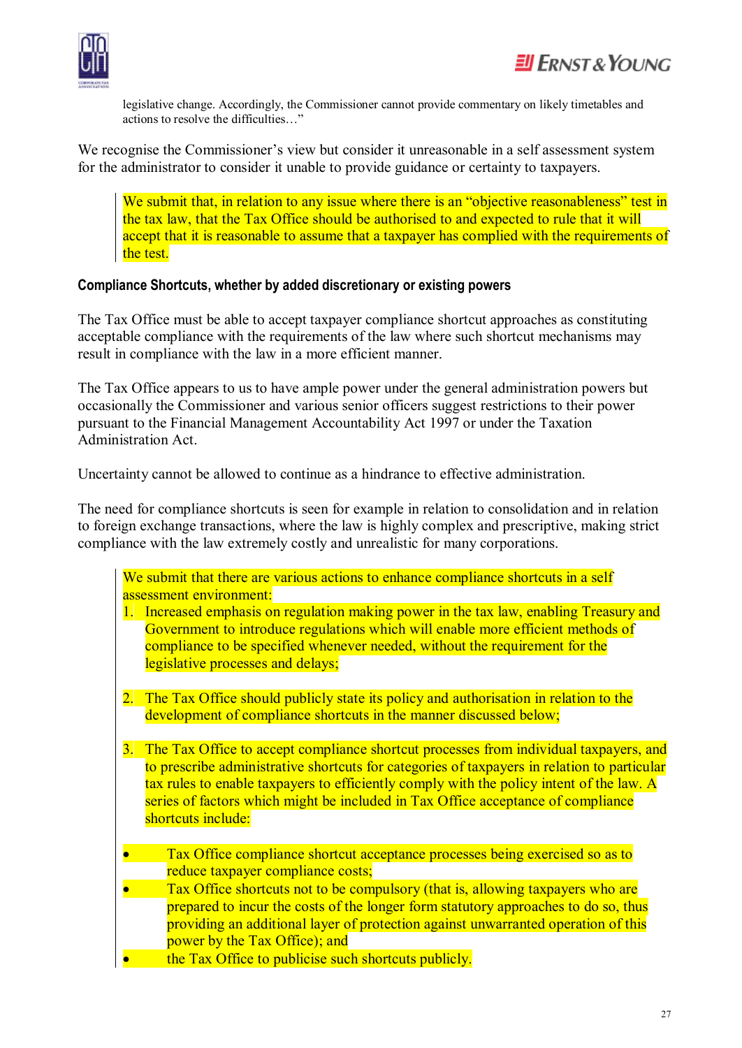legislative change. Accordingly, the Commissioner cannot provide commentary on likely timetables and actions to resolve the difficulties…"

We recognise the Commissioner's view but consider it unreasonable in a self assessment system for the administrator to consider it unable to provide guidance or certainty to taxpayers.

> We submit that, in relation to any issue where there is an "objective reasonableness" test in the tax law, that the Tax Office should be authorised to and expected to rule that it will accept that it is reasonable to assume that a taxpayer has complied with the requirements of the test.

**Compliance Shortcuts, whether by added discretionary or existing powers**

The Tax Office must be able to accept taxpayer compliance shortcut approaches as constituting acceptable compliance with the requirements of the law where such shortcut mechanisms may result in compliance with the law in a more efficient manner.

The Tax Office appears to us to have ample power under the general administration powers but occasionally the Commissioner and various senior officers suggest restrictions to their power pursuant to the Financial Management Accountability Act 1997 or under the Taxation Administration Act.

Uncertainty cannot be allowed to continue as a hindrance to effective administration.

The need for compliance shortcuts is seen for example in relation to consolidation and in relation to foreign exchange transactions, where the law is highly complex and prescriptive, making strict compliance with the law extremely costly and unrealistic for many corporations.

> We submit that there are various actions to enhance compliance shortcuts in a self assessment environment:
>
> 1. Increased emphasis on regulation making power in the tax law, enabling Treasury and Government to introduce regulations which will enable more efficient methods of compliance to be specified whenever needed, without the requirement for the legislative processes and delays;
>
> 2. The Tax Office should publicly state its policy and authorisation in relation to the development of compliance shortcuts in the manner discussed below;
>
> 3. The Tax Office to accept compliance shortcut processes from individual taxpayers, and to prescribe administrative shortcuts for categories of taxpayers in relation to particular tax rules to enable taxpayers to efficiently comply with the policy intent of the law. A series of factors which might be included in Tax Office acceptance of compliance shortcuts include:
>
> - Tax Office compliance shortcut acceptance processes being exercised so as to reduce taxpayer compliance costs;
> - Tax Office shortcuts not to be compulsory (that is, allowing taxpayers who are prepared to incur the costs of the longer form statutory approaches to do so, thus providing an additional layer of protection against unwarranted operation of this power by the Tax Office); and
> - the Tax Office to publicise such shortcuts publicly.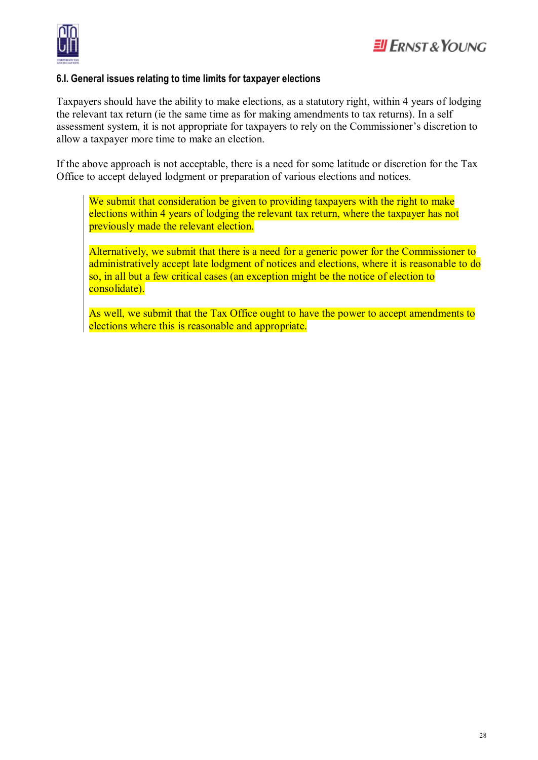### 6.I. General issues relating to time limits for taxpayer elections

Taxpayers should have the ability to make elections, as a statutory right, within 4 years of lodging the relevant tax return (ie the same time as for making amendments to tax returns). In a self assessment system, it is not appropriate for taxpayers to rely on the Commissioner's discretion to allow a taxpayer more time to make an election.

If the above approach is not acceptable, there is a need for some latitude or discretion for the Tax Office to accept delayed lodgment or preparation of various elections and notices.

> We submit that consideration be given to providing taxpayers with the right to make elections within 4 years of lodging the relevant tax return, where the taxpayer has not previously made the relevant election.
>
> Alternatively, we submit that there is a need for a generic power for the Commissioner to administratively accept late lodgment of notices and elections, where it is reasonable to do so, in all but a few critical cases (an exception might be the notice of election to consolidate).
>
> As well, we submit that the Tax Office ought to have the power to accept amendments to elections where this is reasonable and appropriate.